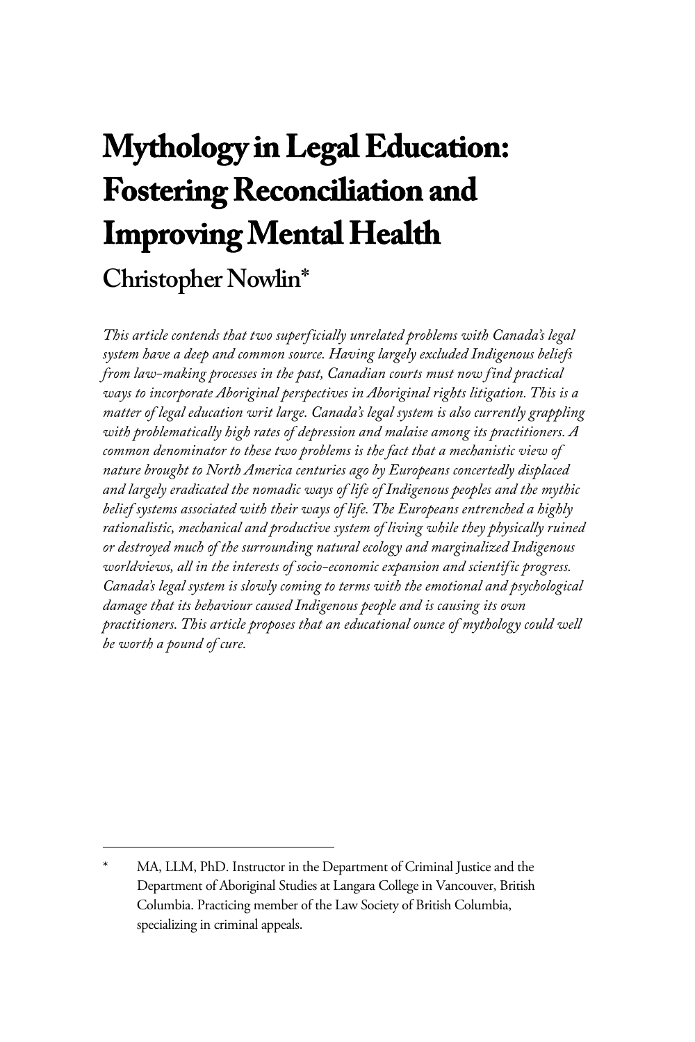# Mythology in Legal Education: Fostering Reconciliation and Improving Mental Health

## Christopher Nowlin*

*This article contends that two superficially unrelated problems with Canada's legal system have a deep and common source. Having largely excluded Indigenous beliefs from law-making processes in the past, Canadian courts must now find practical ways to incorporate Aboriginal perspectives in Aboriginal rights litigation. This is a matter of legal education writ large. Canada's legal system is also currently grappling with problematically high rates of depression and malaise among its practitioners. A common denominator to these two problems is the fact that a mechanistic view of nature brought to North America centuries ago by Europeans concertedly displaced and largely eradicated the nomadic ways of life of Indigenous peoples and the mythic belief systems associated with their ways of life. The Europeans entrenched a highly rationalistic, mechanical and productive system of living while they physically ruined or destroyed much of the surrounding natural ecology and marginalized Indigenous worldviews, all in the interests of socio-economic expansion and scientific progress. Canada's legal system is slowly coming to terms with the emotional and psychological damage that its behaviour caused Indigenous people and is causing its own practitioners. This article proposes that an educational ounce of mythology could well be worth a pound of cure.*

---

\* MA, LLM, PhD. Instructor in the Department of Criminal Justice and the Department of Aboriginal Studies at Langara College in Vancouver, British Columbia. Practicing member of the Law Society of British Columbia, specializing in criminal appeals.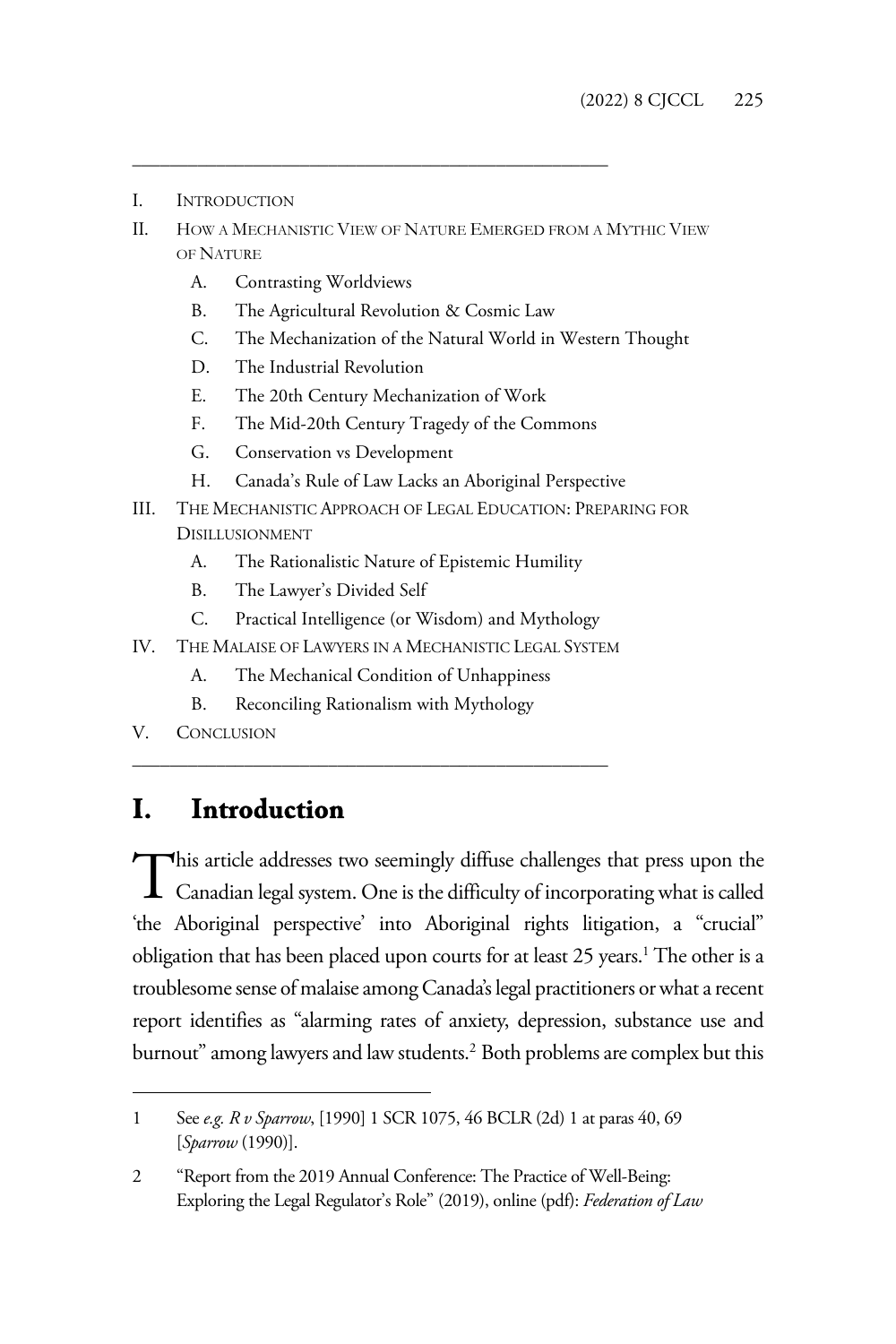I. INTRODUCTION

II. HOW A MECHANISTIC VIEW OF NATURE EMERGED FROM A MYTHIC VIEW OF NATURE

   A. Contrasting Worldviews
   
   B. The Agricultural Revolution & Cosmic Law
   
   C. The Mechanization of the Natural World in Western Thought
   
   D. The Industrial Revolution
   
   E. The 20th Century Mechanization of Work
   
   F. The Mid-20th Century Tragedy of the Commons
   
   G. Conservation vs Development
   
   H. Canada's Rule of Law Lacks an Aboriginal Perspective

III. THE MECHANISTIC APPROACH OF LEGAL EDUCATION: PREPARING FOR DISILLUSIONMENT

   A. The Rationalistic Nature of Epistemic Humility
   
   B. The Lawyer's Divided Self
   
   C. Practical Intelligence (or Wisdom) and Mythology

IV. THE MALAISE OF LAWYERS IN A MECHANISTIC LEGAL SYSTEM

   A. The Mechanical Condition of Unhappiness
   
   B. Reconciling Rationalism with Mythology

V. CONCLUSION

# I. Introduction

This article addresses two seemingly diffuse challenges that press upon the Canadian legal system. One is the difficulty of incorporating what is called 'the Aboriginal perspective' into Aboriginal rights litigation, a "crucial" obligation that has been placed upon courts for at least 25 years.[1] The other is a troublesome sense of malaise among Canada's legal practitioners or what a recent report identifies as "alarming rates of anxiety, depression, substance use and burnout" among lawyers and law students.[2] Both problems are complex but this

---

1 See *e.g. R v Sparrow*, [1990] 1 SCR 1075, 46 BCLR (2d) 1 at paras 40, 69 [*Sparrow* (1990)].

2 "Report from the 2019 Annual Conference: The Practice of Well-Being: Exploring the Legal Regulator's Role" (2019), online (pdf): *Federation of Law*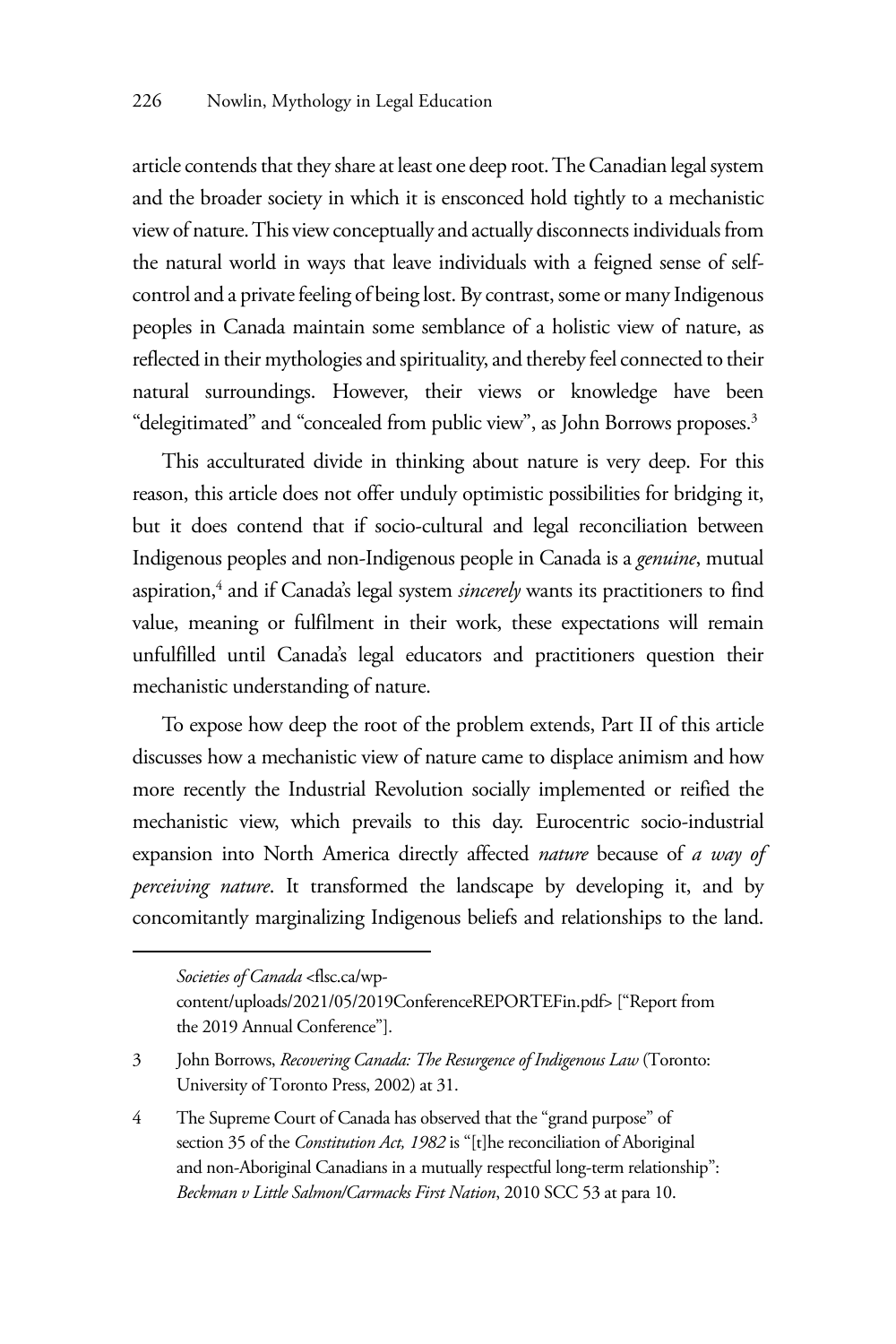article contends that they share at least one deep root. The Canadian legal system and the broader society in which it is ensconced hold tightly to a mechanistic view of nature. This view conceptually and actually disconnects individuals from the natural world in ways that leave individuals with a feigned sense of self-control and a private feeling of being lost. By contrast, some or many Indigenous peoples in Canada maintain some semblance of a holistic view of nature, as reflected in their mythologies and spirituality, and thereby feel connected to their natural surroundings. However, their views or knowledge have been "delegitimated" and "concealed from public view", as John Borrows proposes.[3]

This acculturated divide in thinking about nature is very deep. For this reason, this article does not offer unduly optimistic possibilities for bridging it, but it does contend that if socio-cultural and legal reconciliation between Indigenous peoples and non-Indigenous people in Canada is a *genuine*, mutual aspiration,[4] and if Canada's legal system *sincerely* wants its practitioners to find value, meaning or fulfilment in their work, these expectations will remain unfulfilled until Canada's legal educators and practitioners question their mechanistic understanding of nature.

To expose how deep the root of the problem extends, Part II of this article discusses how a mechanistic view of nature came to displace animism and how more recently the Industrial Revolution socially implemented or reified the mechanistic view, which prevails to this day. Eurocentric socio-industrial expansion into North America directly affected *nature* because of *a way of perceiving nature*. It transformed the landscape by developing it, and by concomitantly marginalizing Indigenous beliefs and relationships to the land.

---

*Societies of Canada* <flsc.ca/wp-content/uploads/2021/05/2019ConferenceREPORTEFin.pdf> ["Report from the 2019 Annual Conference"].

3 John Borrows, *Recovering Canada: The Resurgence of Indigenous Law* (Toronto: University of Toronto Press, 2002) at 31.

4 The Supreme Court of Canada has observed that the "grand purpose" of section 35 of the *Constitution Act, 1982* is "[t]he reconciliation of Aboriginal and non-Aboriginal Canadians in a mutually respectful long-term relationship": *Beckman v Little Salmon/Carmacks First Nation*, 2010 SCC 53 at para 10.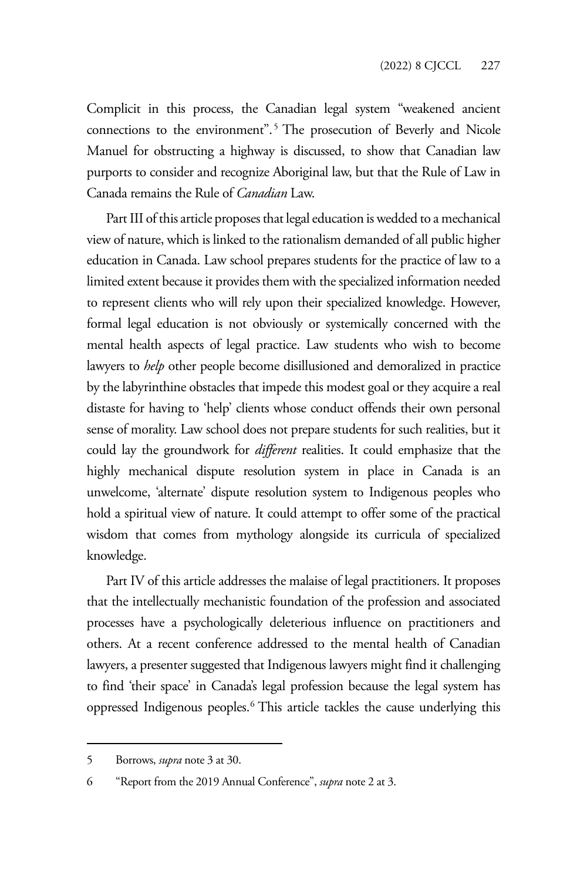Complicit in this process, the Canadian legal system "weakened ancient connections to the environment".[5] The prosecution of Beverly and Nicole Manuel for obstructing a highway is discussed, to show that Canadian law purports to consider and recognize Aboriginal law, but that the Rule of Law in Canada remains the Rule of *Canadian* Law.

Part III of this article proposes that legal education is wedded to a mechanical view of nature, which is linked to the rationalism demanded of all public higher education in Canada. Law school prepares students for the practice of law to a limited extent because it provides them with the specialized information needed to represent clients who will rely upon their specialized knowledge. However, formal legal education is not obviously or systemically concerned with the mental health aspects of legal practice. Law students who wish to become lawyers to *help* other people become disillusioned and demoralized in practice by the labyrinthine obstacles that impede this modest goal or they acquire a real distaste for having to 'help' clients whose conduct offends their own personal sense of morality. Law school does not prepare students for such realities, but it could lay the groundwork for *different* realities. It could emphasize that the highly mechanical dispute resolution system in place in Canada is an unwelcome, 'alternate' dispute resolution system to Indigenous peoples who hold a spiritual view of nature. It could attempt to offer some of the practical wisdom that comes from mythology alongside its curricula of specialized knowledge.

Part IV of this article addresses the malaise of legal practitioners. It proposes that the intellectually mechanistic foundation of the profession and associated processes have a psychologically deleterious influence on practitioners and others. At a recent conference addressed to the mental health of Canadian lawyers, a presenter suggested that Indigenous lawyers might find it challenging to find 'their space' in Canada's legal profession because the legal system has oppressed Indigenous peoples.[6] This article tackles the cause underlying this

---

5 Borrows, *supra* note 3 at 30.

6 "Report from the 2019 Annual Conference", *supra* note 2 at 3.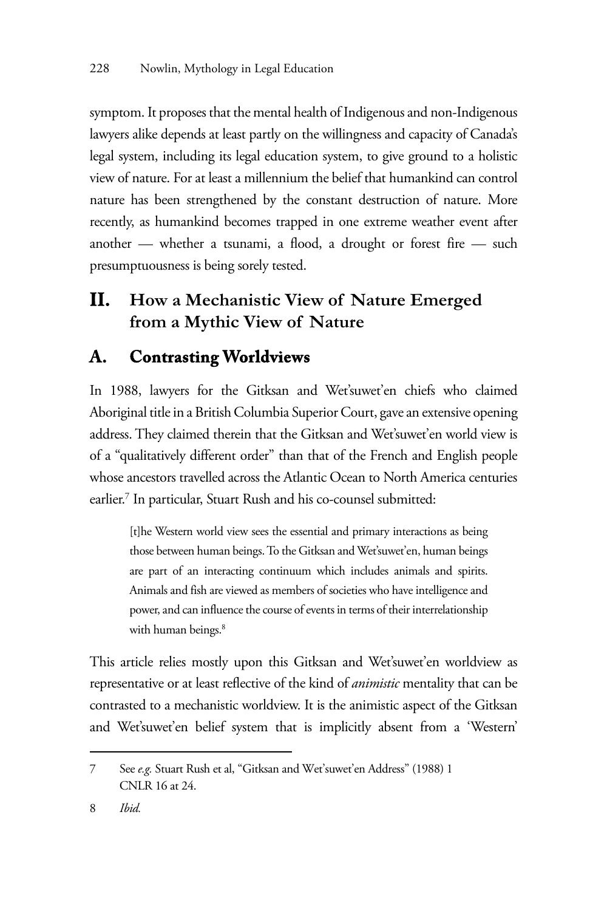symptom. It proposes that the mental health of Indigenous and non-Indigenous lawyers alike depends at least partly on the willingness and capacity of Canada's legal system, including its legal education system, to give ground to a holistic view of nature. For at least a millennium the belief that humankind can control nature has been strengthened by the constant destruction of nature. More recently, as humankind becomes trapped in one extreme weather event after another — whether a tsunami, a flood, a drought or forest fire — such presumptuousness is being sorely tested.

## II. How a Mechanistic View of Nature Emerged from a Mythic View of Nature

### A. Contrasting Worldviews

In 1988, lawyers for the Gitksan and Wet'suwet'en chiefs who claimed Aboriginal title in a British Columbia Superior Court, gave an extensive opening address. They claimed therein that the Gitksan and Wet'suwet'en world view is of a "qualitatively different order" than that of the French and English people whose ancestors travelled across the Atlantic Ocean to North America centuries earlier.[7] In particular, Stuart Rush and his co-counsel submitted:

> [t]he Western world view sees the essential and primary interactions as being those between human beings. To the Gitksan and Wet'suwet'en, human beings are part of an interacting continuum which includes animals and spirits. Animals and fish are viewed as members of societies who have intelligence and power, and can influence the course of events in terms of their interrelationship with human beings.[8]

This article relies mostly upon this Gitksan and Wet'suwet'en worldview as representative or at least reflective of the kind of *animistic* mentality that can be contrasted to a mechanistic worldview. It is the animistic aspect of the Gitksan and Wet'suwet'en belief system that is implicitly absent from a 'Western'

---

7 See *e.g.* Stuart Rush et al, "Gitksan and Wet'suwet'en Address" (1988) 1 CNLR 16 at 24.

8 *Ibid.*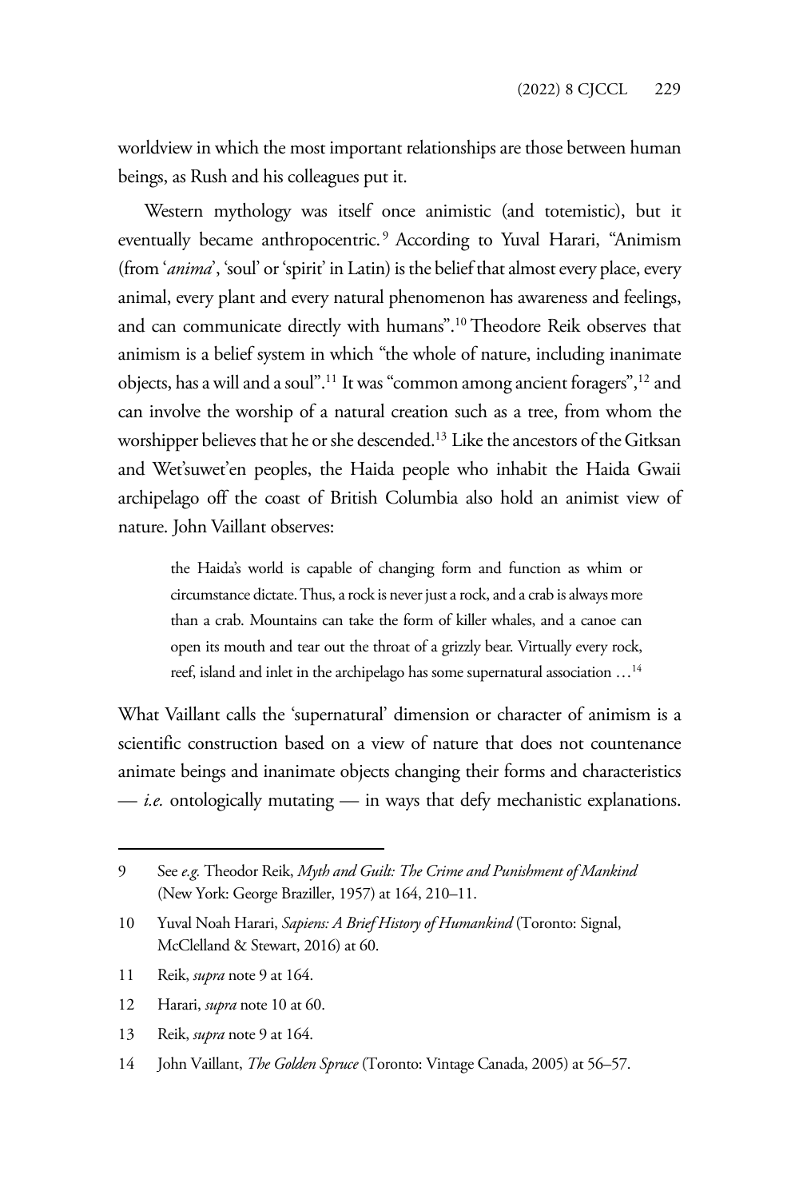worldview in which the most important relationships are those between human beings, as Rush and his colleagues put it.

Western mythology was itself once animistic (and totemistic), but it eventually became anthropocentric.[9] According to Yuval Harari, "Animism (from '*anima*', 'soul' or 'spirit' in Latin) is the belief that almost every place, every animal, every plant and every natural phenomenon has awareness and feelings, and can communicate directly with humans".[10] Theodore Reik observes that animism is a belief system in which "the whole of nature, including inanimate objects, has a will and a soul".[11] It was "common among ancient foragers",[12] and can involve the worship of a natural creation such as a tree, from whom the worshipper believes that he or she descended.[13] Like the ancestors of the Gitksan and Wet'suwet'en peoples, the Haida people who inhabit the Haida Gwaii archipelago off the coast of British Columbia also hold an animist view of nature. John Vaillant observes:

> the Haida's world is capable of changing form and function as whim or circumstance dictate. Thus, a rock is never just a rock, and a crab is always more than a crab. Mountains can take the form of killer whales, and a canoe can open its mouth and tear out the throat of a grizzly bear. Virtually every rock, reef, island and inlet in the archipelago has some supernatural association …[14]

What Vaillant calls the 'supernatural' dimension or character of animism is a scientific construction based on a view of nature that does not countenance animate beings and inanimate objects changing their forms and characteristics — *i.e.* ontologically mutating — in ways that defy mechanistic explanations.

---

9 See *e.g.* Theodor Reik, *Myth and Guilt: The Crime and Punishment of Mankind* (New York: George Braziller, 1957) at 164, 210–11.

10 Yuval Noah Harari, *Sapiens: A Brief History of Humankind* (Toronto: Signal, McClelland & Stewart, 2016) at 60.

11 Reik, *supra* note 9 at 164.

12 Harari, *supra* note 10 at 60.

13 Reik, *supra* note 9 at 164.

14 John Vaillant, *The Golden Spruce* (Toronto: Vintage Canada, 2005) at 56–57.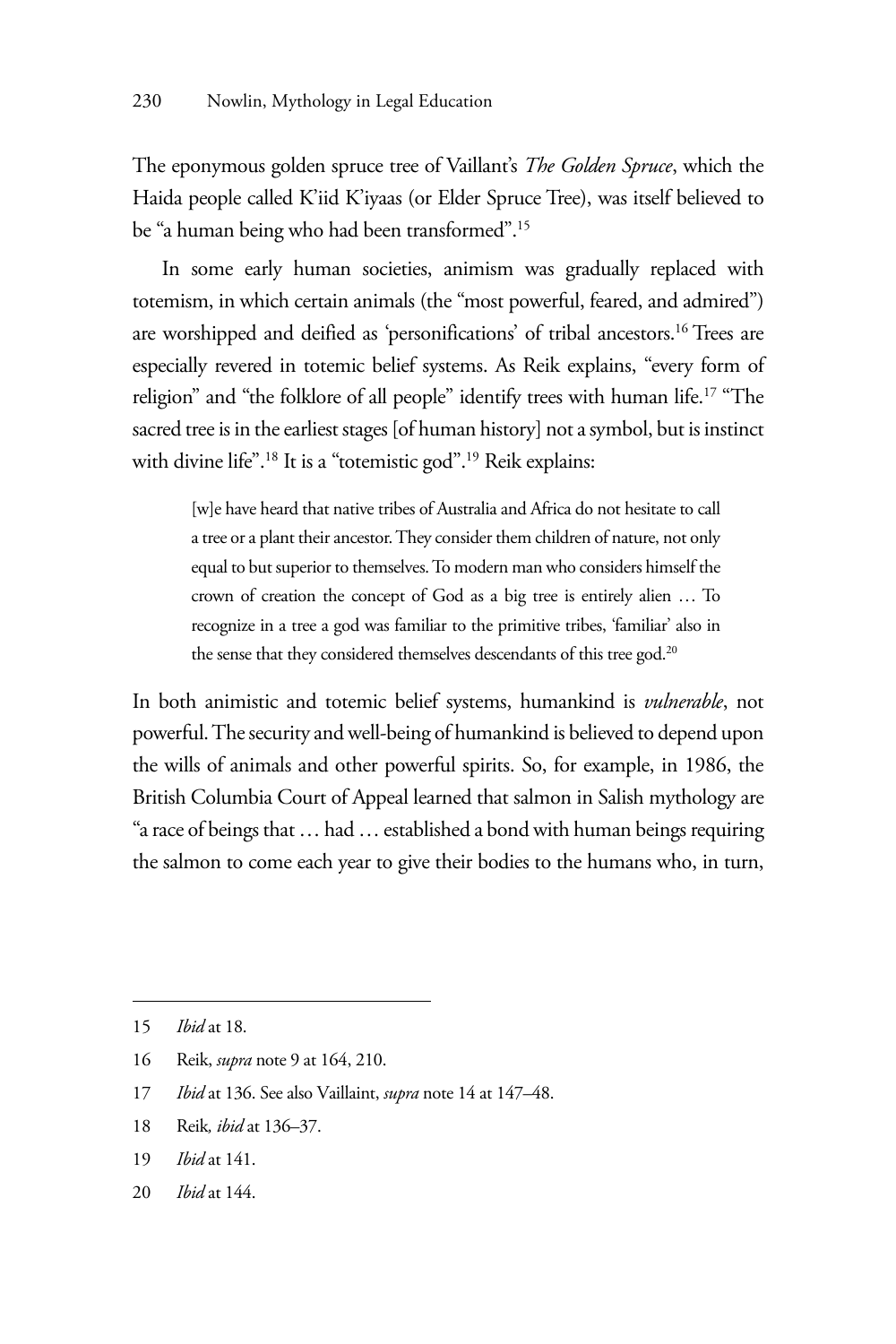The eponymous golden spruce tree of Vaillant's *The Golden Spruce*, which the Haida people called K'iid K'iyaas (or Elder Spruce Tree), was itself believed to be "a human being who had been transformed".[15]

In some early human societies, animism was gradually replaced with totemism, in which certain animals (the "most powerful, feared, and admired") are worshipped and deified as 'personifications' of tribal ancestors.[16] Trees are especially revered in totemic belief systems. As Reik explains, "every form of religion" and "the folklore of all people" identify trees with human life.[17] "The sacred tree is in the earliest stages [of human history] not a symbol, but is instinct with divine life".[18] It is a "totemistic god".[19] Reik explains:

> [w]e have heard that native tribes of Australia and Africa do not hesitate to call a tree or a plant their ancestor. They consider them children of nature, not only equal to but superior to themselves. To modern man who considers himself the crown of creation the concept of God as a big tree is entirely alien … To recognize in a tree a god was familiar to the primitive tribes, 'familiar' also in the sense that they considered themselves descendants of this tree god.[20]

In both animistic and totemic belief systems, humankind is *vulnerable*, not powerful. The security and well-being of humankind is believed to depend upon the wills of animals and other powerful spirits. So, for example, in 1986, the British Columbia Court of Appeal learned that salmon in Salish mythology are "a race of beings that … had … established a bond with human beings requiring the salmon to come each year to give their bodies to the humans who, in turn,

---

15 *Ibid* at 18.

16 Reik, *supra* note 9 at 164, 210.

17 *Ibid* at 136. See also Vaillaint, *supra* note 14 at 147–48.

18 Reik*, ibid* at 136–37.

19 *Ibid* at 141.

20 *Ibid* at 144.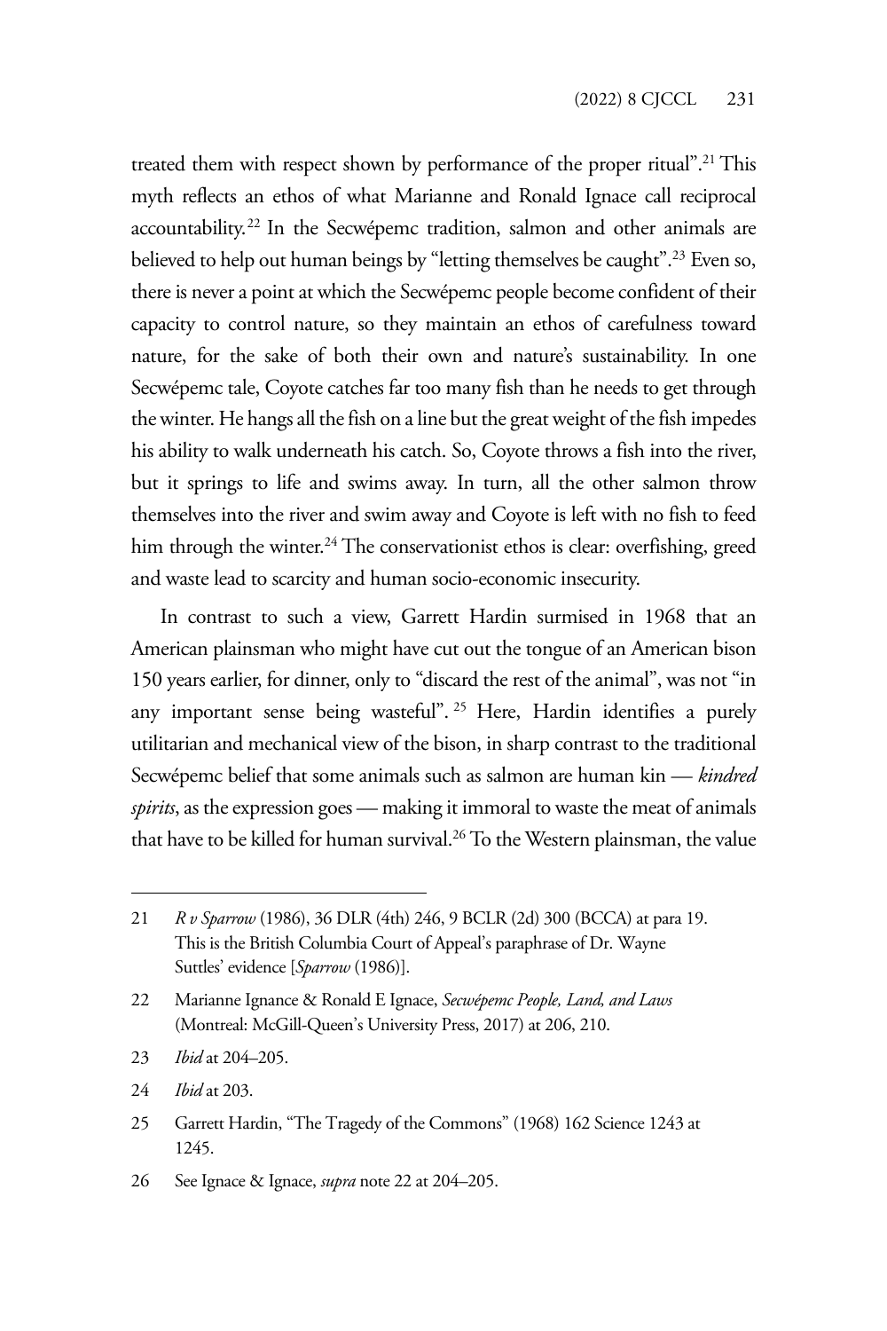treated them with respect shown by performance of the proper ritual".[21] This myth reflects an ethos of what Marianne and Ronald Ignace call reciprocal accountability.[22] In the Secwépemc tradition, salmon and other animals are believed to help out human beings by "letting themselves be caught".[23] Even so, there is never a point at which the Secwépemc people become confident of their capacity to control nature, so they maintain an ethos of carefulness toward nature, for the sake of both their own and nature's sustainability. In one Secwépemc tale, Coyote catches far too many fish than he needs to get through the winter. He hangs all the fish on a line but the great weight of the fish impedes his ability to walk underneath his catch. So, Coyote throws a fish into the river, but it springs to life and swims away. In turn, all the other salmon throw themselves into the river and swim away and Coyote is left with no fish to feed him through the winter.[24] The conservationist ethos is clear: overfishing, greed and waste lead to scarcity and human socio-economic insecurity.

In contrast to such a view, Garrett Hardin surmised in 1968 that an American plainsman who might have cut out the tongue of an American bison 150 years earlier, for dinner, only to "discard the rest of the animal", was not "in any important sense being wasteful".[25] Here, Hardin identifies a purely utilitarian and mechanical view of the bison, in sharp contrast to the traditional Secwépemc belief that some animals such as salmon are human kin — *kindred spirits*, as the expression goes — making it immoral to waste the meat of animals that have to be killed for human survival.[26] To the Western plainsman, the value

---

21 *R v Sparrow* (1986), 36 DLR (4th) 246, 9 BCLR (2d) 300 (BCCA) at para 19. This is the British Columbia Court of Appeal's paraphrase of Dr. Wayne Suttles' evidence [*Sparrow* (1986)].

22 Marianne Ignance & Ronald E Ignace, *Secwépemc People, Land, and Laws* (Montreal: McGill-Queen's University Press, 2017) at 206, 210.

23 *Ibid* at 204–205.

24 *Ibid* at 203.

25 Garrett Hardin, "The Tragedy of the Commons" (1968) 162 Science 1243 at 1245.

26 See Ignace & Ignace, *supra* note 22 at 204–205.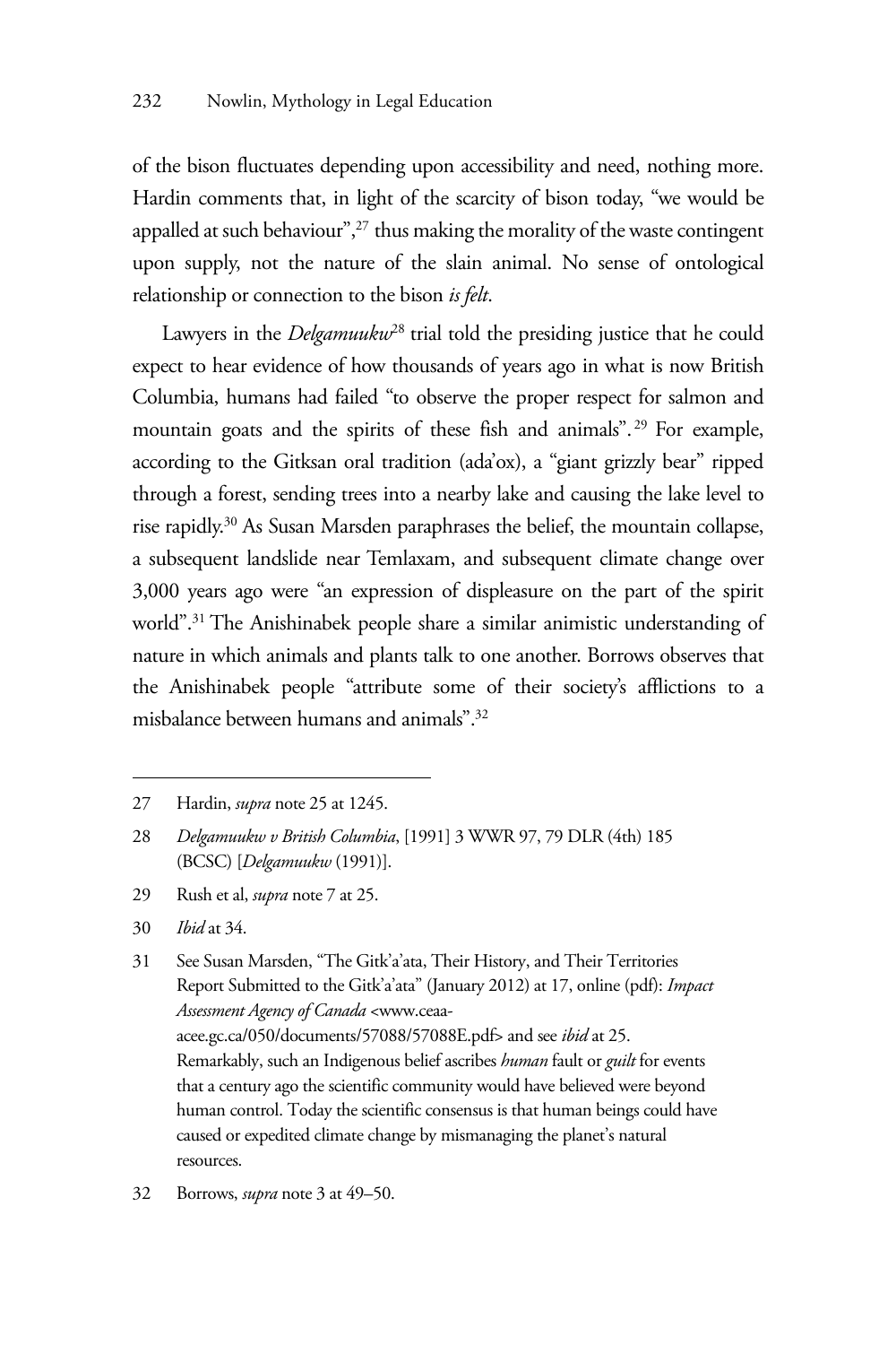of the bison fluctuates depending upon accessibility and need, nothing more. Hardin comments that, in light of the scarcity of bison today, "we would be appalled at such behaviour",[27] thus making the morality of the waste contingent upon supply, not the nature of the slain animal. No sense of ontological relationship or connection to the bison *is felt*.

Lawyers in the *Delgamuukw*[28] trial told the presiding justice that he could expect to hear evidence of how thousands of years ago in what is now British Columbia, humans had failed "to observe the proper respect for salmon and mountain goats and the spirits of these fish and animals".[29] For example, according to the Gitksan oral tradition (ada'ox), a "giant grizzly bear" ripped through a forest, sending trees into a nearby lake and causing the lake level to rise rapidly.[30] As Susan Marsden paraphrases the belief, the mountain collapse, a subsequent landslide near Temlaxam, and subsequent climate change over 3,000 years ago were "an expression of displeasure on the part of the spirit world".[31] The Anishinabek people share a similar animistic understanding of nature in which animals and plants talk to one another. Borrows observes that the Anishinabek people "attribute some of their society's afflictions to a misbalance between humans and animals".[32]

---

27 Hardin, *supra* note 25 at 1245.

28 *Delgamuukw v British Columbia*, [1991] 3 WWR 97, 79 DLR (4th) 185 (BCSC) [*Delgamuukw* (1991)].

29 Rush et al, *supra* note 7 at 25.

30 *Ibid* at 34.

31 See Susan Marsden, "The Gitk'a'ata, Their History, and Their Territories Report Submitted to the Gitk'a'ata" (January 2012) at 17, online (pdf): *Impact Assessment Agency of Canada* <www.ceaa-acee.gc.ca/050/documents/57088/57088E.pdf> and see *ibid* at 25. Remarkably, such an Indigenous belief ascribes *human* fault or *guilt* for events that a century ago the scientific community would have believed were beyond human control. Today the scientific consensus is that human beings could have caused or expedited climate change by mismanaging the planet's natural resources.

32 Borrows, *supra* note 3 at 49–50.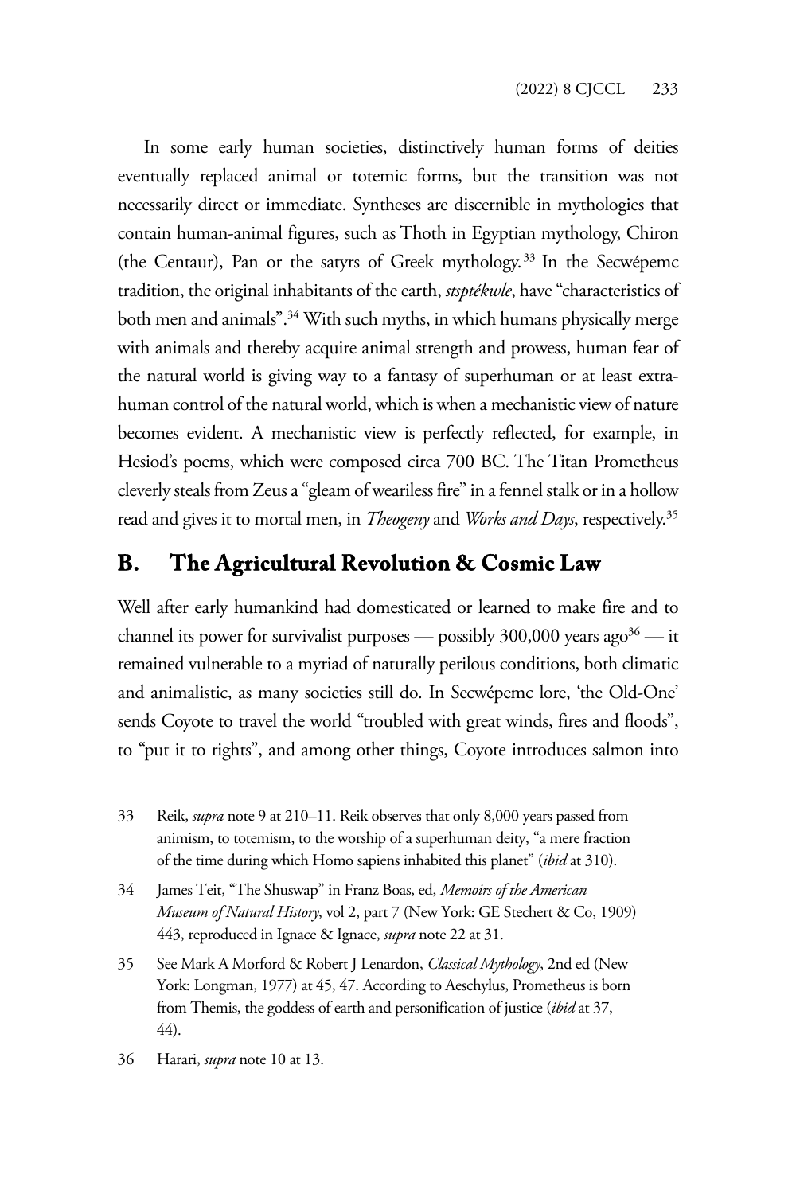In some early human societies, distinctively human forms of deities eventually replaced animal or totemic forms, but the transition was not necessarily direct or immediate. Syntheses are discernible in mythologies that contain human-animal figures, such as Thoth in Egyptian mythology, Chiron (the Centaur), Pan or the satyrs of Greek mythology.[33] In the Secwépemc tradition, the original inhabitants of the earth, *stsptékwle*, have "characteristics of both men and animals".[34] With such myths, in which humans physically merge with animals and thereby acquire animal strength and prowess, human fear of the natural world is giving way to a fantasy of superhuman or at least extra-human control of the natural world, which is when a mechanistic view of nature becomes evident. A mechanistic view is perfectly reflected, for example, in Hesiod's poems, which were composed circa 700 BC. The Titan Prometheus cleverly steals from Zeus a "gleam of weariless fire" in a fennel stalk or in a hollow read and gives it to mortal men, in *Theogeny* and *Works and Days*, respectively.[35]

## B. The Agricultural Revolution & Cosmic Law

Well after early humankind had domesticated or learned to make fire and to channel its power for survivalist purposes — possibly 300,000 years ago[36] — it remained vulnerable to a myriad of naturally perilous conditions, both climatic and animalistic, as many societies still do. In Secwépemc lore, 'the Old-One' sends Coyote to travel the world "troubled with great winds, fires and floods", to "put it to rights", and among other things, Coyote introduces salmon into

---

33 Reik, *supra* note 9 at 210–11. Reik observes that only 8,000 years passed from animism, to totemism, to the worship of a superhuman deity, "a mere fraction of the time during which Homo sapiens inhabited this planet" (*ibid* at 310).

34 James Teit, "The Shuswap" in Franz Boas, ed, *Memoirs of the American Museum of Natural History*, vol 2, part 7 (New York: GE Stechert & Co, 1909) 443, reproduced in Ignace & Ignace, *supra* note 22 at 31.

35 See Mark A Morford & Robert J Lenardon, *Classical Mythology*, 2nd ed (New York: Longman, 1977) at 45, 47. According to Aeschylus, Prometheus is born from Themis, the goddess of earth and personification of justice (*ibid* at 37, 44).

36 Harari, *supra* note 10 at 13.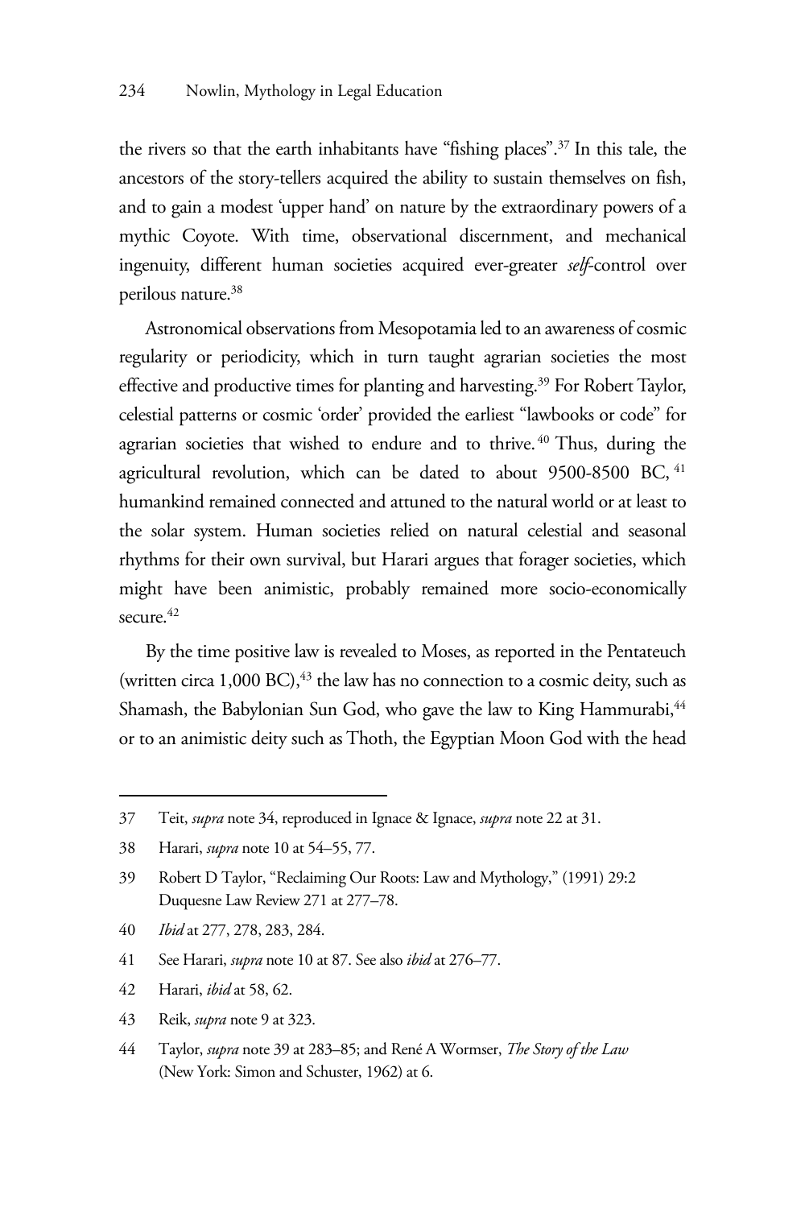the rivers so that the earth inhabitants have "fishing places".[37] In this tale, the ancestors of the story-tellers acquired the ability to sustain themselves on fish, and to gain a modest 'upper hand' on nature by the extraordinary powers of a mythic Coyote. With time, observational discernment, and mechanical ingenuity, different human societies acquired ever-greater *self*-control over perilous nature.[38]

Astronomical observations from Mesopotamia led to an awareness of cosmic regularity or periodicity, which in turn taught agrarian societies the most effective and productive times for planting and harvesting.[39] For Robert Taylor, celestial patterns or cosmic 'order' provided the earliest "lawbooks or code" for agrarian societies that wished to endure and to thrive.[40] Thus, during the agricultural revolution, which can be dated to about 9500-8500 BC,[41] humankind remained connected and attuned to the natural world or at least to the solar system. Human societies relied on natural celestial and seasonal rhythms for their own survival, but Harari argues that forager societies, which might have been animistic, probably remained more socio-economically secure.[42]

By the time positive law is revealed to Moses, as reported in the Pentateuch (written circa 1,000 BC),[43] the law has no connection to a cosmic deity, such as Shamash, the Babylonian Sun God, who gave the law to King Hammurabi,[44] or to an animistic deity such as Thoth, the Egyptian Moon God with the head

---

37 Teit, *supra* note 34, reproduced in Ignace & Ignace, *supra* note 22 at 31.

38 Harari, *supra* note 10 at 54–55, 77.

39 Robert D Taylor, "Reclaiming Our Roots: Law and Mythology," (1991) 29:2 Duquesne Law Review 271 at 277–78.

40 *Ibid* at 277, 278, 283, 284.

41 See Harari, *supra* note 10 at 87. See also *ibid* at 276–77.

42 Harari, *ibid* at 58, 62.

43 Reik, *supra* note 9 at 323.

44 Taylor, *supra* note 39 at 283–85; and René A Wormser, *The Story of the Law* (New York: Simon and Schuster, 1962) at 6.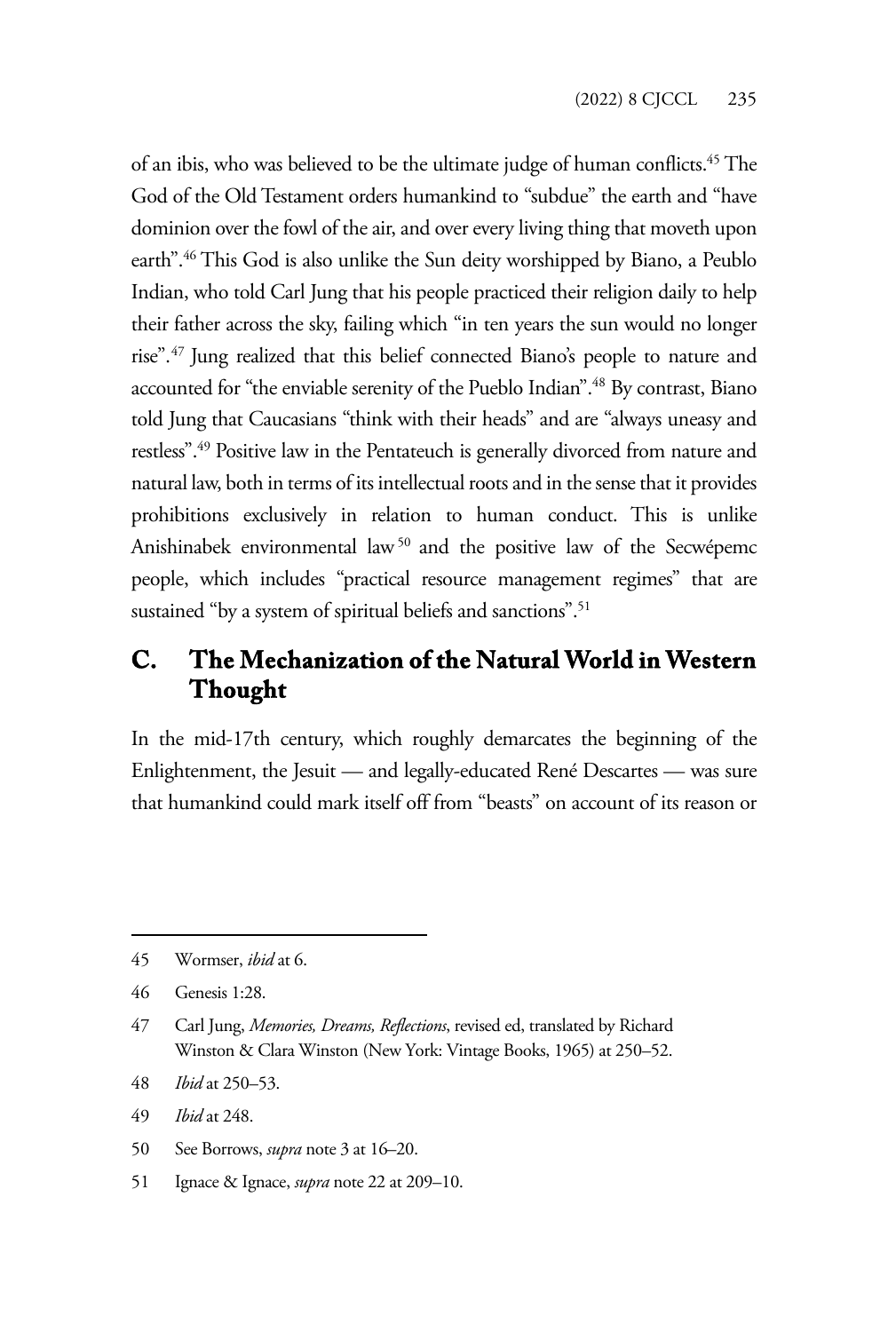of an ibis, who was believed to be the ultimate judge of human conflicts.[45] The God of the Old Testament orders humankind to "subdue" the earth and "have dominion over the fowl of the air, and over every living thing that moveth upon earth".[46] This God is also unlike the Sun deity worshipped by Biano, a Peublo Indian, who told Carl Jung that his people practiced their religion daily to help their father across the sky, failing which "in ten years the sun would no longer rise".[47] Jung realized that this belief connected Biano's people to nature and accounted for "the enviable serenity of the Pueblo Indian".[48] By contrast, Biano told Jung that Caucasians "think with their heads" and are "always uneasy and restless".[49] Positive law in the Pentateuch is generally divorced from nature and natural law, both in terms of its intellectual roots and in the sense that it provides prohibitions exclusively in relation to human conduct. This is unlike Anishinabek environmental law[50] and the positive law of the Secwépemc people, which includes "practical resource management regimes" that are sustained "by a system of spiritual beliefs and sanctions".[51]

## C. The Mechanization of the Natural World in Western Thought

In the mid-17th century, which roughly demarcates the beginning of the Enlightenment, the Jesuit — and legally-educated René Descartes — was sure that humankind could mark itself off from "beasts" on account of its reason or

---

45 Wormser, *ibid* at 6.

46 Genesis 1:28.

47 Carl Jung, *Memories, Dreams, Reflections*, revised ed, translated by Richard Winston & Clara Winston (New York: Vintage Books, 1965) at 250–52.

48 *Ibid* at 250–53.

49 *Ibid* at 248.

50 See Borrows, *supra* note 3 at 16–20.

51 Ignace & Ignace, *supra* note 22 at 209–10.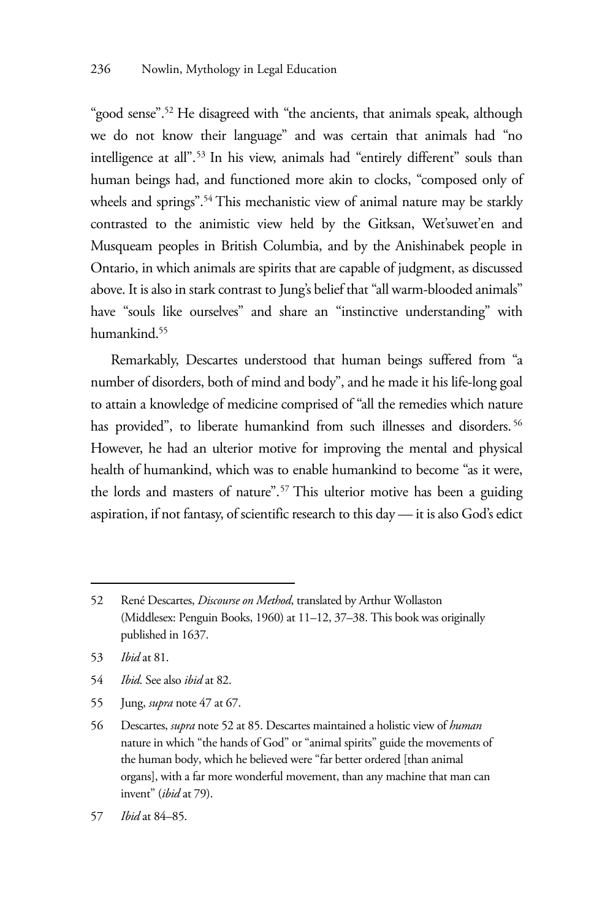"good sense".[52] He disagreed with "the ancients, that animals speak, although we do not know their language" and was certain that animals had "no intelligence at all".[53] In his view, animals had "entirely different" souls than human beings had, and functioned more akin to clocks, "composed only of wheels and springs".[54] This mechanistic view of animal nature may be starkly contrasted to the animistic view held by the Gitksan, Wet'suwet'en and Musqueam peoples in British Columbia, and by the Anishinabek people in Ontario, in which animals are spirits that are capable of judgment, as discussed above. It is also in stark contrast to Jung's belief that "all warm-blooded animals" have "souls like ourselves" and share an "instinctive understanding" with humankind.[55]

Remarkably, Descartes understood that human beings suffered from "a number of disorders, both of mind and body", and he made it his life-long goal to attain a knowledge of medicine comprised of "all the remedies which nature has provided", to liberate humankind from such illnesses and disorders.[56] However, he had an ulterior motive for improving the mental and physical health of humankind, which was to enable humankind to become "as it were, the lords and masters of nature".[57] This ulterior motive has been a guiding aspiration, if not fantasy, of scientific research to this day — it is also God's edict

---

52 René Descartes, *Discourse on Method*, translated by Arthur Wollaston (Middlesex: Penguin Books, 1960) at 11–12, 37–38. This book was originally published in 1637.

53 *Ibid* at 81.

54 *Ibid*. See also *ibid* at 82.

55 Jung, *supra* note 47 at 67.

56 Descartes, *supra* note 52 at 85. Descartes maintained a holistic view of *human* nature in which "the hands of God" or "animal spirits" guide the movements of the human body, which he believed were "far better ordered [than animal organs], with a far more wonderful movement, than any machine that man can invent" (*ibid* at 79).

57 *Ibid* at 84–85.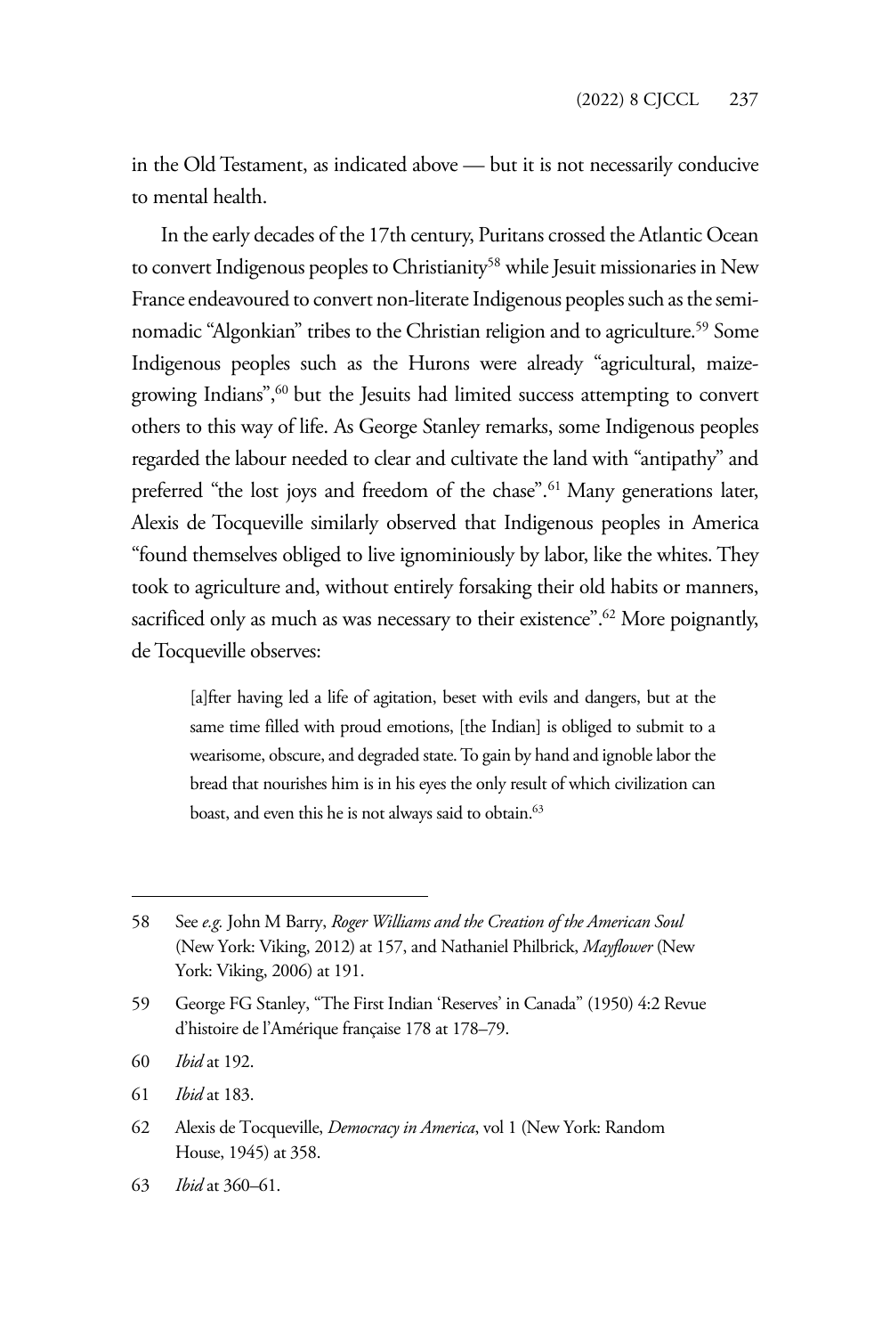in the Old Testament, as indicated above — but it is not necessarily conducive to mental health.

In the early decades of the 17th century, Puritans crossed the Atlantic Ocean to convert Indigenous peoples to Christianity[58] while Jesuit missionaries in New France endeavoured to convert non-literate Indigenous peoples such as the semi-nomadic "Algonkian" tribes to the Christian religion and to agriculture.[59] Some Indigenous peoples such as the Hurons were already "agricultural, maize-growing Indians",[60] but the Jesuits had limited success attempting to convert others to this way of life. As George Stanley remarks, some Indigenous peoples regarded the labour needed to clear and cultivate the land with "antipathy" and preferred "the lost joys and freedom of the chase".[61] Many generations later, Alexis de Tocqueville similarly observed that Indigenous peoples in America "found themselves obliged to live ignominiously by labor, like the whites. They took to agriculture and, without entirely forsaking their old habits or manners, sacrificed only as much as was necessary to their existence".[62] More poignantly, de Tocqueville observes:

> [a]fter having led a life of agitation, beset with evils and dangers, but at the same time filled with proud emotions, [the Indian] is obliged to submit to a wearisome, obscure, and degraded state. To gain by hand and ignoble labor the bread that nourishes him is in his eyes the only result of which civilization can boast, and even this he is not always said to obtain.[63]

---

58 See *e.g.* John M Barry, *Roger Williams and the Creation of the American Soul* (New York: Viking, 2012) at 157, and Nathaniel Philbrick, *Mayflower* (New York: Viking, 2006) at 191.

59 George FG Stanley, "The First Indian 'Reserves' in Canada" (1950) 4:2 Revue d'histoire de l'Amérique française 178 at 178–79.

60 *Ibid* at 192.

61 *Ibid* at 183.

62 Alexis de Tocqueville, *Democracy in America*, vol 1 (New York: Random House, 1945) at 358.

63 *Ibid* at 360–61.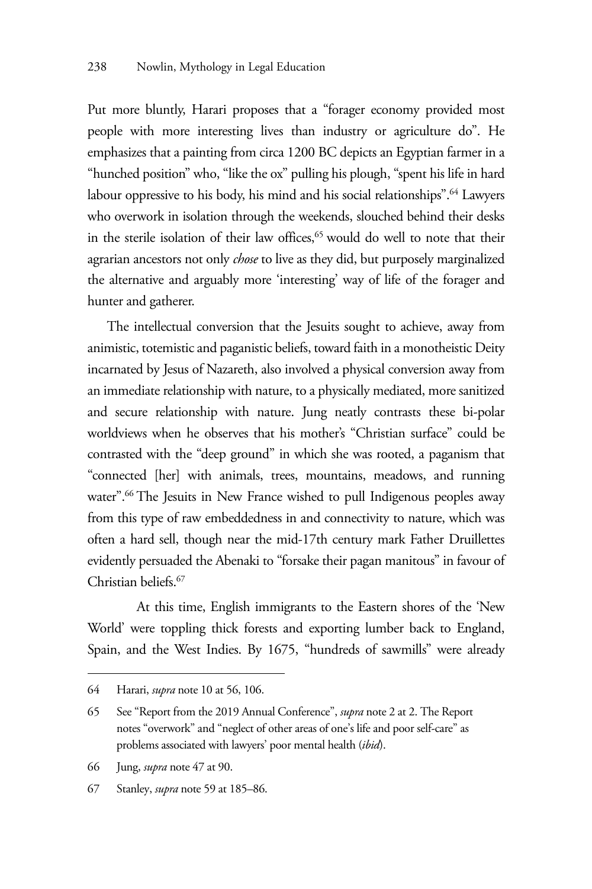Put more bluntly, Harari proposes that a "forager economy provided most people with more interesting lives than industry or agriculture do". He emphasizes that a painting from circa 1200 BC depicts an Egyptian farmer in a "hunched position" who, "like the ox" pulling his plough, "spent his life in hard labour oppressive to his body, his mind and his social relationships".[64] Lawyers who overwork in isolation through the weekends, slouched behind their desks in the sterile isolation of their law offices,[65] would do well to note that their agrarian ancestors not only *chose* to live as they did, but purposely marginalized the alternative and arguably more 'interesting' way of life of the forager and hunter and gatherer.

The intellectual conversion that the Jesuits sought to achieve, away from animistic, totemistic and paganistic beliefs, toward faith in a monotheistic Deity incarnated by Jesus of Nazareth, also involved a physical conversion away from an immediate relationship with nature, to a physically mediated, more sanitized and secure relationship with nature. Jung neatly contrasts these bi-polar worldviews when he observes that his mother's "Christian surface" could be contrasted with the "deep ground" in which she was rooted, a paganism that "connected [her] with animals, trees, mountains, meadows, and running water".[66] The Jesuits in New France wished to pull Indigenous peoples away from this type of raw embeddedness in and connectivity to nature, which was often a hard sell, though near the mid-17th century mark Father Druillettes evidently persuaded the Abenaki to "forsake their pagan manitous" in favour of Christian beliefs.[67]

At this time, English immigrants to the Eastern shores of the 'New World' were toppling thick forests and exporting lumber back to England, Spain, and the West Indies. By 1675, "hundreds of sawmills" were already

---

64 Harari, *supra* note 10 at 56, 106.

65 See "Report from the 2019 Annual Conference", *supra* note 2 at 2. The Report notes "overwork" and "neglect of other areas of one's life and poor self-care" as problems associated with lawyers' poor mental health (*ibid*).

66 Jung, *supra* note 47 at 90.

67 Stanley, *supra* note 59 at 185–86.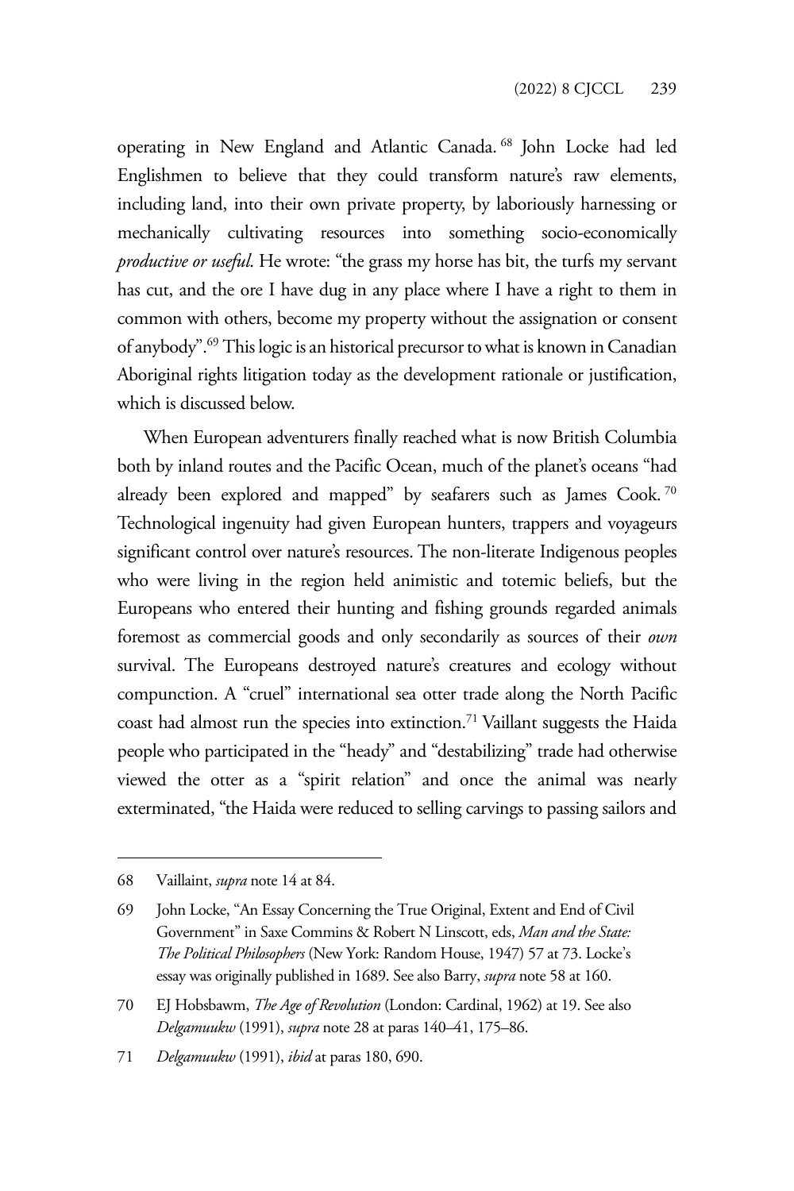operating in New England and Atlantic Canada.[68] John Locke had led Englishmen to believe that they could transform nature's raw elements, including land, into their own private property, by laboriously harnessing or mechanically cultivating resources into something socio-economically *productive or useful.* He wrote: "the grass my horse has bit, the turfs my servant has cut, and the ore I have dug in any place where I have a right to them in common with others, become my property without the assignation or consent of anybody".[69] This logic is an historical precursor to what is known in Canadian Aboriginal rights litigation today as the development rationale or justification, which is discussed below.

When European adventurers finally reached what is now British Columbia both by inland routes and the Pacific Ocean, much of the planet's oceans "had already been explored and mapped" by seafarers such as James Cook.[70] Technological ingenuity had given European hunters, trappers and voyageurs significant control over nature's resources. The non-literate Indigenous peoples who were living in the region held animistic and totemic beliefs, but the Europeans who entered their hunting and fishing grounds regarded animals foremost as commercial goods and only secondarily as sources of their *own* survival. The Europeans destroyed nature's creatures and ecology without compunction. A "cruel" international sea otter trade along the North Pacific coast had almost run the species into extinction.[71] Vaillant suggests the Haida people who participated in the "heady" and "destabilizing" trade had otherwise viewed the otter as a "spirit relation" and once the animal was nearly exterminated, "the Haida were reduced to selling carvings to passing sailors and

---

68 Vaillaint, *supra* note 14 at 84.

69 John Locke, "An Essay Concerning the True Original, Extent and End of Civil Government" in Saxe Commins & Robert N Linscott, eds, *Man and the State: The Political Philosophers* (New York: Random House, 1947) 57 at 73. Locke's essay was originally published in 1689. See also Barry, *supra* note 58 at 160.

70 EJ Hobsbawm, *The Age of Revolution* (London: Cardinal, 1962) at 19. See also *Delgamuukw* (1991), *supra* note 28 at paras 140–41, 175–86.

71 *Delgamuukw* (1991), *ibid* at paras 180, 690.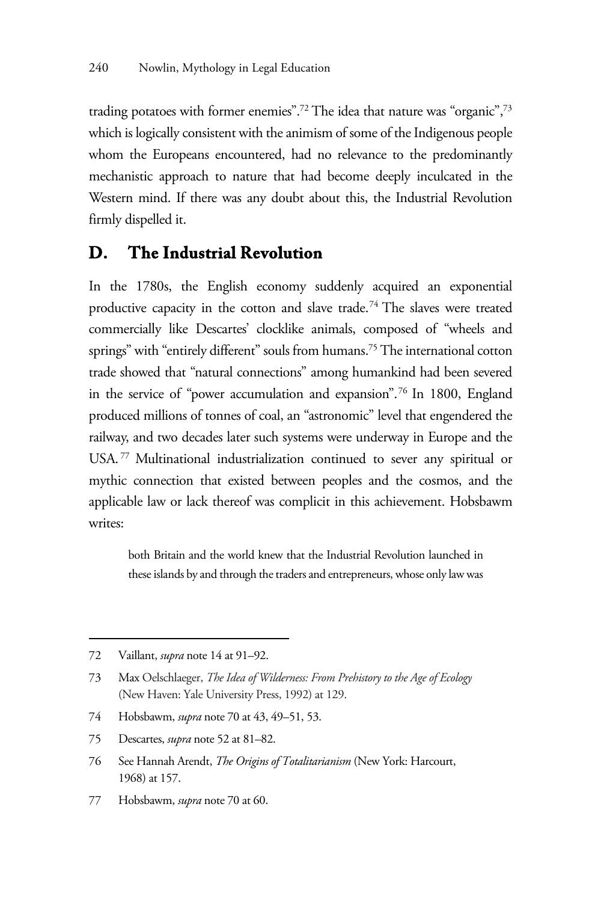trading potatoes with former enemies".[72] The idea that nature was "organic",[73] which is logically consistent with the animism of some of the Indigenous people whom the Europeans encountered, had no relevance to the predominantly mechanistic approach to nature that had become deeply inculcated in the Western mind. If there was any doubt about this, the Industrial Revolution firmly dispelled it.

## D. The Industrial Revolution

In the 1780s, the English economy suddenly acquired an exponential productive capacity in the cotton and slave trade.[74] The slaves were treated commercially like Descartes' clocklike animals, composed of "wheels and springs" with "entirely different" souls from humans.[75] The international cotton trade showed that "natural connections" among humankind had been severed in the service of "power accumulation and expansion".[76] In 1800, England produced millions of tonnes of coal, an "astronomic" level that engendered the railway, and two decades later such systems were underway in Europe and the USA.[77] Multinational industrialization continued to sever any spiritual or mythic connection that existed between peoples and the cosmos, and the applicable law or lack thereof was complicit in this achievement. Hobsbawm writes:

> both Britain and the world knew that the Industrial Revolution launched in these islands by and through the traders and entrepreneurs, whose only law was

---

72 Vaillant, *supra* note 14 at 91–92.

73 Max Oelschlaeger, *The Idea of Wilderness: From Prehistory to the Age of Ecology* (New Haven: Yale University Press, 1992) at 129.

74 Hobsbawm, *supra* note 70 at 43, 49–51, 53.

75 Descartes, *supra* note 52 at 81–82.

76 See Hannah Arendt, *The Origins of Totalitarianism* (New York: Harcourt, 1968) at 157.

77 Hobsbawm, *supra* note 70 at 60.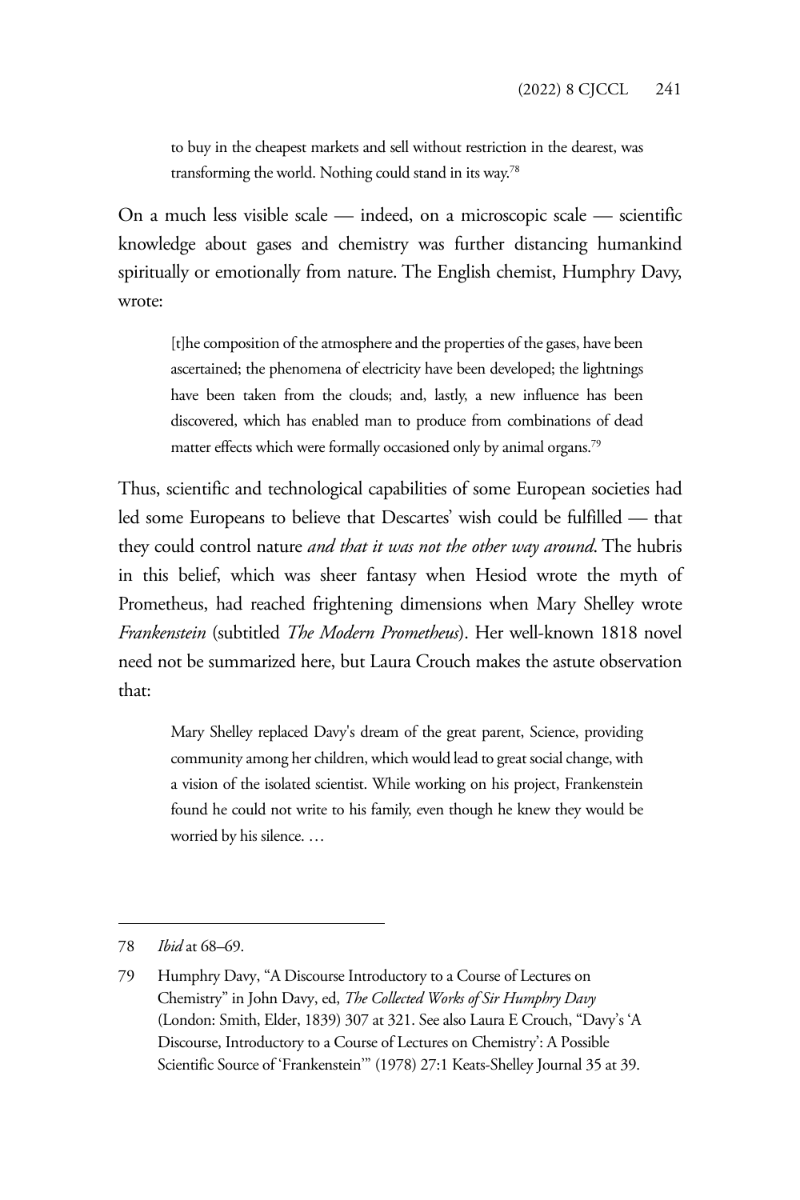> to buy in the cheapest markets and sell without restriction in the dearest, was transforming the world. Nothing could stand in its way.[78]

On a much less visible scale — indeed, on a microscopic scale — scientific knowledge about gases and chemistry was further distancing humankind spiritually or emotionally from nature. The English chemist, Humphry Davy, wrote:

> [t]he composition of the atmosphere and the properties of the gases, have been ascertained; the phenomena of electricity have been developed; the lightnings have been taken from the clouds; and, lastly, a new influence has been discovered, which has enabled man to produce from combinations of dead matter effects which were formally occasioned only by animal organs.[79]

Thus, scientific and technological capabilities of some European societies had led some Europeans to believe that Descartes' wish could be fulfilled — that they could control nature *and that it was not the other way around*. The hubris in this belief, which was sheer fantasy when Hesiod wrote the myth of Prometheus, had reached frightening dimensions when Mary Shelley wrote *Frankenstein* (subtitled *The Modern Prometheus*). Her well-known 1818 novel need not be summarized here, but Laura Crouch makes the astute observation that:

> Mary Shelley replaced Davy's dream of the great parent, Science, providing community among her children, which would lead to great social change, with a vision of the isolated scientist. While working on his project, Frankenstein found he could not write to his family, even though he knew they would be worried by his silence. …

---

78 *Ibid* at 68–69.

79 Humphry Davy, "A Discourse Introductory to a Course of Lectures on Chemistry" in John Davy, ed, *The Collected Works of Sir Humphry Davy* (London: Smith, Elder, 1839) 307 at 321. See also Laura E Crouch, "Davy's 'A Discourse, Introductory to a Course of Lectures on Chemistry': A Possible Scientific Source of 'Frankenstein'" (1978) 27:1 Keats-Shelley Journal 35 at 39.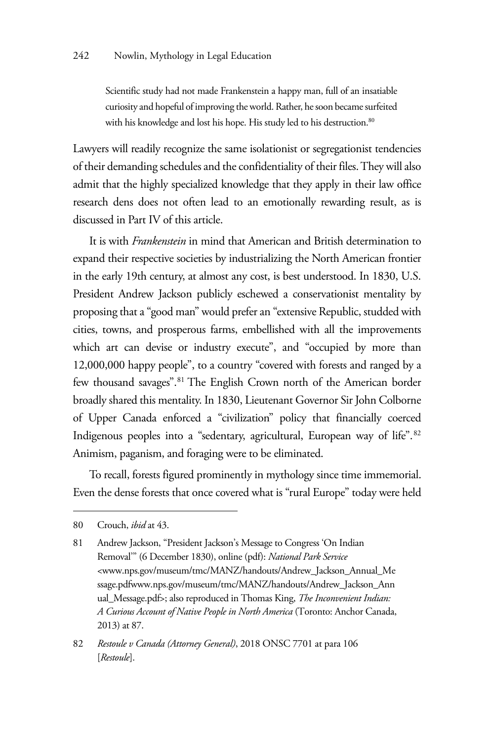> Scientific study had not made Frankenstein a happy man, full of an insatiable curiosity and hopeful of improving the world. Rather, he soon became surfeited with his knowledge and lost his hope. His study led to his destruction.[80]

Lawyers will readily recognize the same isolationist or segregationist tendencies of their demanding schedules and the confidentiality of their files. They will also admit that the highly specialized knowledge that they apply in their law office research dens does not often lead to an emotionally rewarding result, as is discussed in Part IV of this article.

It is with *Frankenstein* in mind that American and British determination to expand their respective societies by industrializing the North American frontier in the early 19th century, at almost any cost, is best understood. In 1830, U.S. President Andrew Jackson publicly eschewed a conservationist mentality by proposing that a "good man" would prefer an "extensive Republic, studded with cities, towns, and prosperous farms, embellished with all the improvements which art can devise or industry execute", and "occupied by more than 12,000,000 happy people", to a country "covered with forests and ranged by a few thousand savages".[81] The English Crown north of the American border broadly shared this mentality. In 1830, Lieutenant Governor Sir John Colborne of Upper Canada enforced a "civilization" policy that financially coerced Indigenous peoples into a "sedentary, agricultural, European way of life".[82] Animism, paganism, and foraging were to be eliminated.

To recall, forests figured prominently in mythology since time immemorial. Even the dense forests that once covered what is "rural Europe" today were held

---

80 Crouch, *ibid* at 43.

81 Andrew Jackson, "President Jackson's Message to Congress 'On Indian Removal'" (6 December 1830), online (pdf): *National Park Service* <www.nps.gov/museum/tmc/MANZ/handouts/Andrew_Jackson_Annual_Message.pdfwww.nps.gov/museum/tmc/MANZ/handouts/Andrew_Jackson_Annual_Message.pdf>; also reproduced in Thomas King, *The Inconvenient Indian: A Curious Account of Native People in North America* (Toronto: Anchor Canada, 2013) at 87.

82 *Restoule v Canada (Attorney General)*, 2018 ONSC 7701 at para 106 [*Restoule*].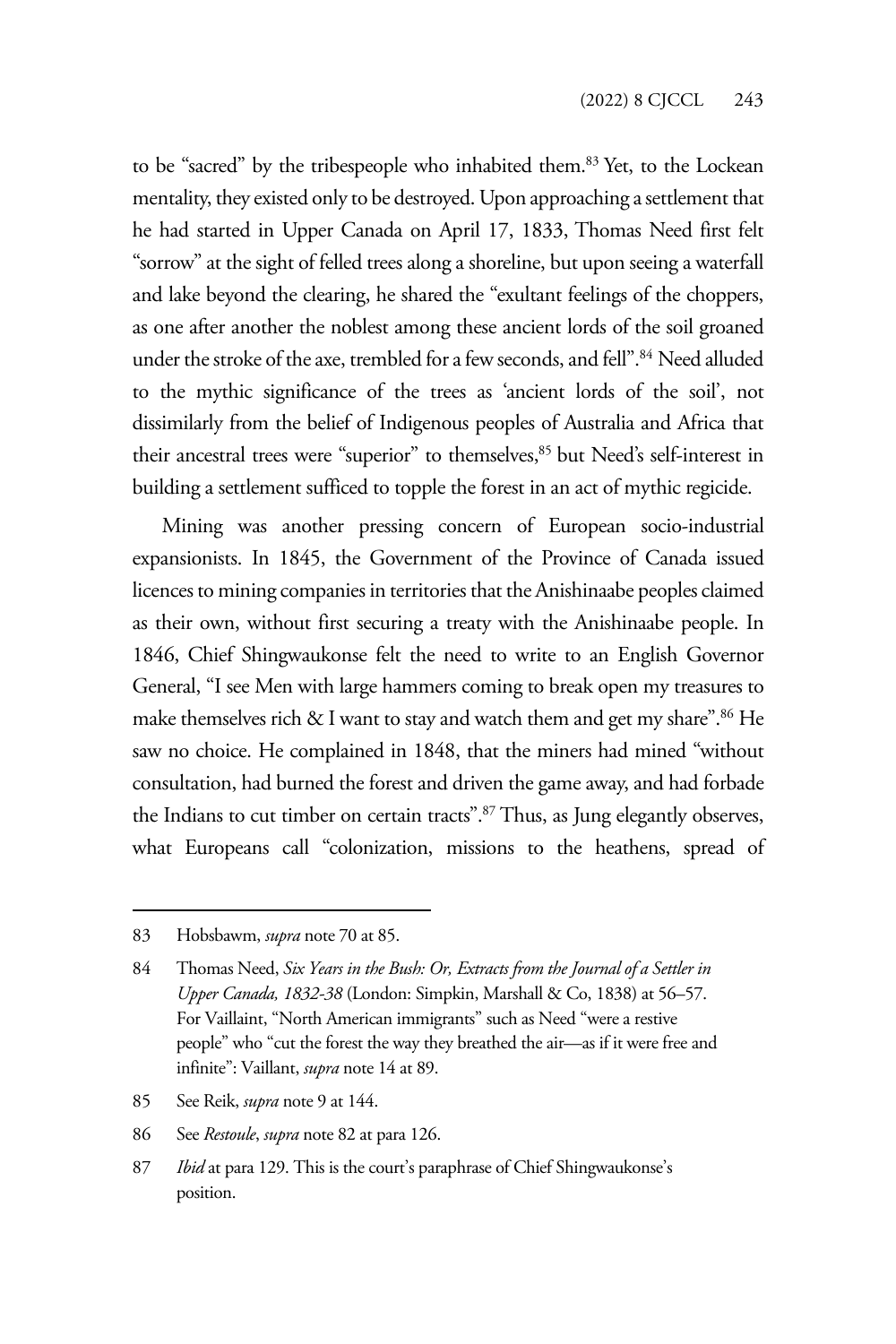to be "sacred" by the tribespeople who inhabited them.[83] Yet, to the Lockean mentality, they existed only to be destroyed. Upon approaching a settlement that he had started in Upper Canada on April 17, 1833, Thomas Need first felt "sorrow" at the sight of felled trees along a shoreline, but upon seeing a waterfall and lake beyond the clearing, he shared the "exultant feelings of the choppers, as one after another the noblest among these ancient lords of the soil groaned under the stroke of the axe, trembled for a few seconds, and fell".[84] Need alluded to the mythic significance of the trees as 'ancient lords of the soil', not dissimilarly from the belief of Indigenous peoples of Australia and Africa that their ancestral trees were "superior" to themselves,[85] but Need's self-interest in building a settlement sufficed to topple the forest in an act of mythic regicide.

Mining was another pressing concern of European socio-industrial expansionists. In 1845, the Government of the Province of Canada issued licences to mining companies in territories that the Anishinaabe peoples claimed as their own, without first securing a treaty with the Anishinaabe people. In 1846, Chief Shingwaukonse felt the need to write to an English Governor General, "I see Men with large hammers coming to break open my treasures to make themselves rich & I want to stay and watch them and get my share".[86] He saw no choice. He complained in 1848, that the miners had mined "without consultation, had burned the forest and driven the game away, and had forbade the Indians to cut timber on certain tracts".[87] Thus, as Jung elegantly observes, what Europeans call "colonization, missions to the heathens, spread of

---

83 Hobsbawm, *supra* note 70 at 85.

84 Thomas Need, *Six Years in the Bush: Or, Extracts from the Journal of a Settler in Upper Canada, 1832-38* (London: Simpkin, Marshall & Co, 1838) at 56–57. For Vaillaint, "North American immigrants" such as Need "were a restive people" who "cut the forest the way they breathed the air—as if it were free and infinite": Vaillant, *supra* note 14 at 89.

85 See Reik, *supra* note 9 at 144.

86 See *Restoule*, *supra* note 82 at para 126.

87 *Ibid* at para 129. This is the court's paraphrase of Chief Shingwaukonse's position.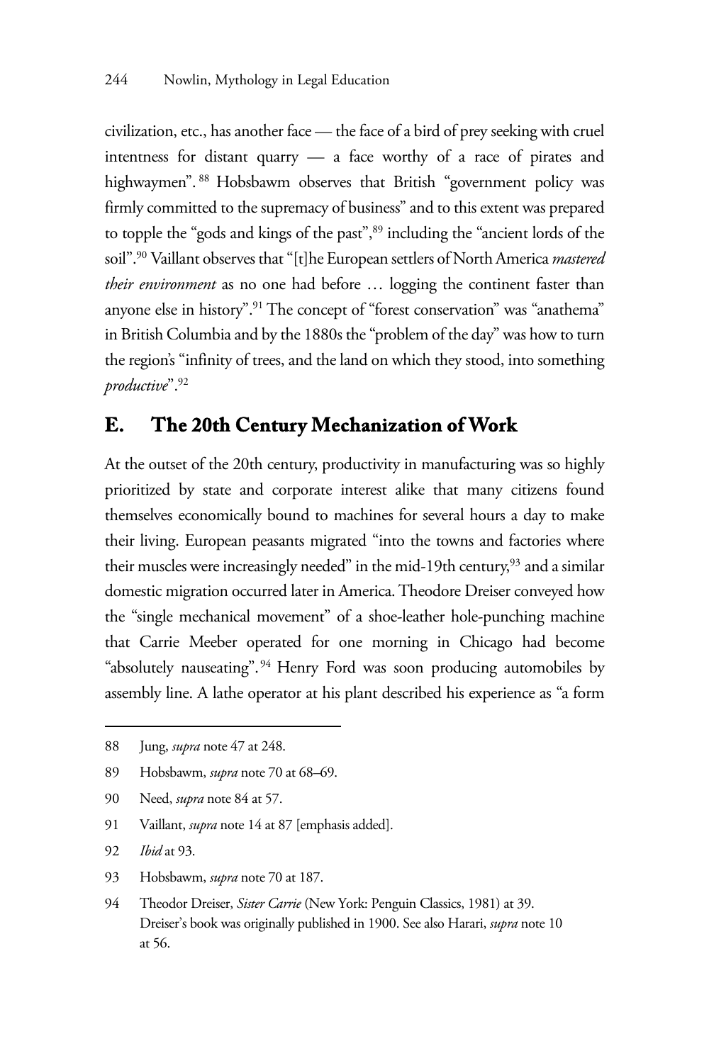civilization, etc., has another face — the face of a bird of prey seeking with cruel intentness for distant quarry — a face worthy of a race of pirates and highwaymen".[88] Hobsbawm observes that British "government policy was firmly committed to the supremacy of business" and to this extent was prepared to topple the "gods and kings of the past",[89] including the "ancient lords of the soil".[90] Vaillant observes that "[t]he European settlers of North America *mastered their environment* as no one had before … logging the continent faster than anyone else in history".[91] The concept of "forest conservation" was "anathema" in British Columbia and by the 1880s the "problem of the day" was how to turn the region's "infinity of trees, and the land on which they stood, into something *productive*".[92]

## E. The 20th Century Mechanization of Work

At the outset of the 20th century, productivity in manufacturing was so highly prioritized by state and corporate interest alike that many citizens found themselves economically bound to machines for several hours a day to make their living. European peasants migrated "into the towns and factories where their muscles were increasingly needed" in the mid-19th century,[93] and a similar domestic migration occurred later in America. Theodore Dreiser conveyed how the "single mechanical movement" of a shoe-leather hole-punching machine that Carrie Meeber operated for one morning in Chicago had become "absolutely nauseating".[94] Henry Ford was soon producing automobiles by assembly line. A lathe operator at his plant described his experience as "a form

---

88 Jung, *supra* note 47 at 248.

89 Hobsbawm, *supra* note 70 at 68–69.

90 Need, *supra* note 84 at 57.

91 Vaillant, *supra* note 14 at 87 [emphasis added].

92 *Ibid* at 93.

93 Hobsbawm, *supra* note 70 at 187.

94 Theodor Dreiser, *Sister Carrie* (New York: Penguin Classics, 1981) at 39. Dreiser's book was originally published in 1900. See also Harari, *supra* note 10 at 56.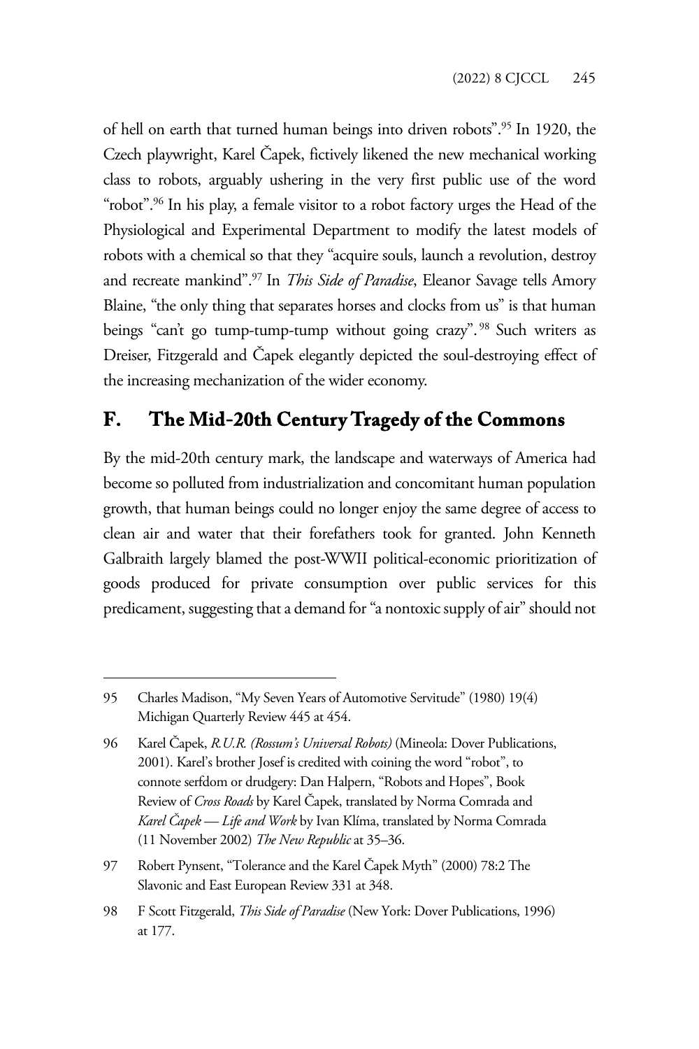of hell on earth that turned human beings into driven robots".[95] In 1920, the Czech playwright, Karel Čapek, fictively likened the new mechanical working class to robots, arguably ushering in the very first public use of the word "robot".[96] In his play, a female visitor to a robot factory urges the Head of the Physiological and Experimental Department to modify the latest models of robots with a chemical so that they "acquire souls, launch a revolution, destroy and recreate mankind".[97] In *This Side of Paradise*, Eleanor Savage tells Amory Blaine, "the only thing that separates horses and clocks from us" is that human beings "can't go tump-tump-tump without going crazy".[98] Such writers as Dreiser, Fitzgerald and Čapek elegantly depicted the soul-destroying effect of the increasing mechanization of the wider economy.

## F. The Mid-20th Century Tragedy of the Commons

By the mid-20th century mark, the landscape and waterways of America had become so polluted from industrialization and concomitant human population growth, that human beings could no longer enjoy the same degree of access to clean air and water that their forefathers took for granted. John Kenneth Galbraith largely blamed the post-WWII political-economic prioritization of goods produced for private consumption over public services for this predicament, suggesting that a demand for "a nontoxic supply of air" should not

---

95 Charles Madison, "My Seven Years of Automotive Servitude" (1980) 19(4) Michigan Quarterly Review 445 at 454.

96 Karel Čapek, *R.U.R. (Rossum's Universal Robots)* (Mineola: Dover Publications, 2001). Karel's brother Josef is credited with coining the word "robot", to connote serfdom or drudgery: Dan Halpern, "Robots and Hopes", Book Review of *Cross Roads* by Karel Čapek, translated by Norma Comrada and *Karel Čapek — Life and Work* by Ivan Klíma, translated by Norma Comrada (11 November 2002) *The New Republic* at 35–36.

97 Robert Pynsent, "Tolerance and the Karel Čapek Myth" (2000) 78:2 The Slavonic and East European Review 331 at 348.

98 F Scott Fitzgerald, *This Side of Paradise* (New York: Dover Publications, 1996) at 177.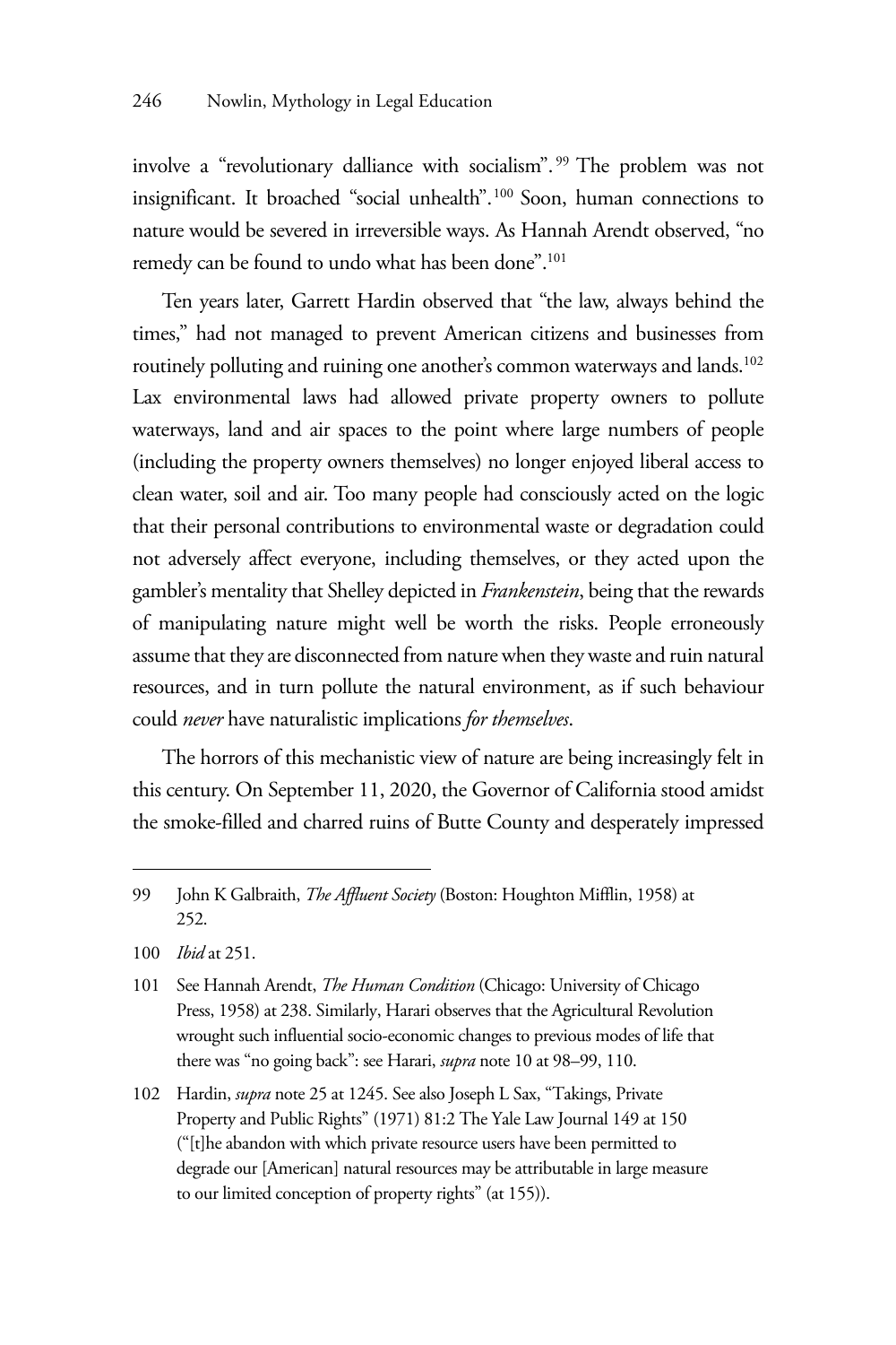involve a "revolutionary dalliance with socialism".[99] The problem was not insignificant. It broached "social unhealth".[100] Soon, human connections to nature would be severed in irreversible ways. As Hannah Arendt observed, "no remedy can be found to undo what has been done".[101]

Ten years later, Garrett Hardin observed that "the law, always behind the times," had not managed to prevent American citizens and businesses from routinely polluting and ruining one another's common waterways and lands.[102] Lax environmental laws had allowed private property owners to pollute waterways, land and air spaces to the point where large numbers of people (including the property owners themselves) no longer enjoyed liberal access to clean water, soil and air. Too many people had consciously acted on the logic that their personal contributions to environmental waste or degradation could not adversely affect everyone, including themselves, or they acted upon the gambler's mentality that Shelley depicted in *Frankenstein*, being that the rewards of manipulating nature might well be worth the risks. People erroneously assume that they are disconnected from nature when they waste and ruin natural resources, and in turn pollute the natural environment, as if such behaviour could *never* have naturalistic implications *for themselves*.

The horrors of this mechanistic view of nature are being increasingly felt in this century. On September 11, 2020, the Governor of California stood amidst the smoke-filled and charred ruins of Butte County and desperately impressed

---

99 John K Galbraith, *The Affluent Society* (Boston: Houghton Mifflin, 1958) at 252.

100 *Ibid* at 251.

101 See Hannah Arendt, *The Human Condition* (Chicago: University of Chicago Press, 1958) at 238. Similarly, Harari observes that the Agricultural Revolution wrought such influential socio-economic changes to previous modes of life that there was "no going back": see Harari, *supra* note 10 at 98–99, 110.

102 Hardin, *supra* note 25 at 1245. See also Joseph L Sax, "Takings, Private Property and Public Rights" (1971) 81:2 The Yale Law Journal 149 at 150 ("[t]he abandon with which private resource users have been permitted to degrade our [American] natural resources may be attributable in large measure to our limited conception of property rights" (at 155)).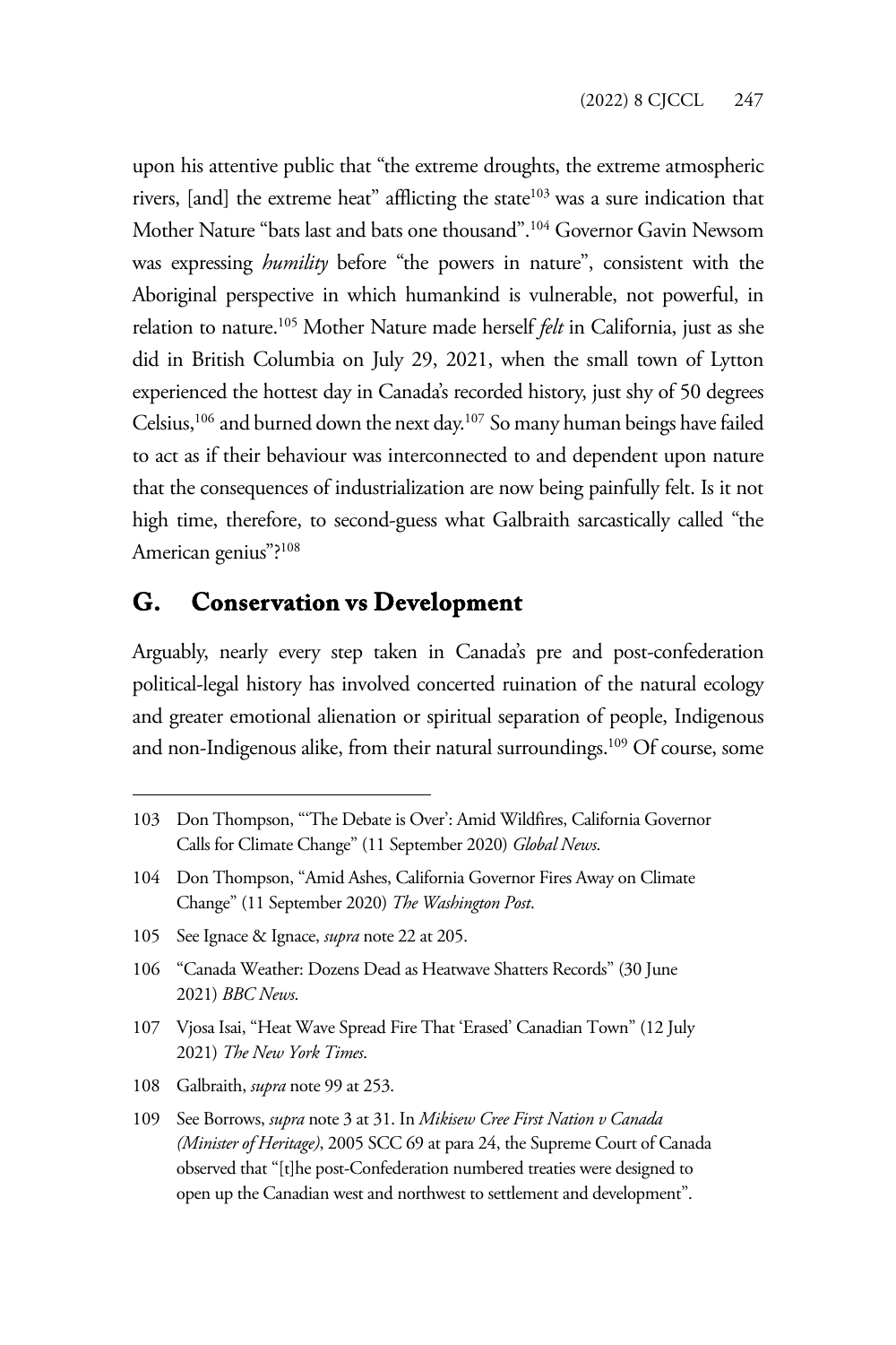upon his attentive public that "the extreme droughts, the extreme atmospheric rivers, [and] the extreme heat" afflicting the state[103] was a sure indication that Mother Nature "bats last and bats one thousand".[104] Governor Gavin Newsom was expressing *humility* before "the powers in nature", consistent with the Aboriginal perspective in which humankind is vulnerable, not powerful, in relation to nature.[105] Mother Nature made herself *felt* in California, just as she did in British Columbia on July 29, 2021, when the small town of Lytton experienced the hottest day in Canada's recorded history, just shy of 50 degrees Celsius,[106] and burned down the next day.[107] So many human beings have failed to act as if their behaviour was interconnected to and dependent upon nature that the consequences of industrialization are now being painfully felt. Is it not high time, therefore, to second-guess what Galbraith sarcastically called "the American genius"?[108]

## G. Conservation vs Development

Arguably, nearly every step taken in Canada's pre and post-confederation political-legal history has involved concerted ruination of the natural ecology and greater emotional alienation or spiritual separation of people, Indigenous and non-Indigenous alike, from their natural surroundings.[109] Of course, some

---

103 Don Thompson, "'The Debate is Over': Amid Wildfires, California Governor Calls for Climate Change" (11 September 2020) *Global News*.

104 Don Thompson, "Amid Ashes, California Governor Fires Away on Climate Change" (11 September 2020) *The Washington Post*.

105 See Ignace & Ignace, *supra* note 22 at 205.

106 "Canada Weather: Dozens Dead as Heatwave Shatters Records" (30 June 2021) *BBC News*.

107 Vjosa Isai, "Heat Wave Spread Fire That 'Erased' Canadian Town" (12 July 2021) *The New York Times*.

108 Galbraith, *supra* note 99 at 253.

109 See Borrows, *supra* note 3 at 31. In *Mikisew Cree First Nation v Canada (Minister of Heritage)*, 2005 SCC 69 at para 24, the Supreme Court of Canada observed that "[t]he post-Confederation numbered treaties were designed to open up the Canadian west and northwest to settlement and development".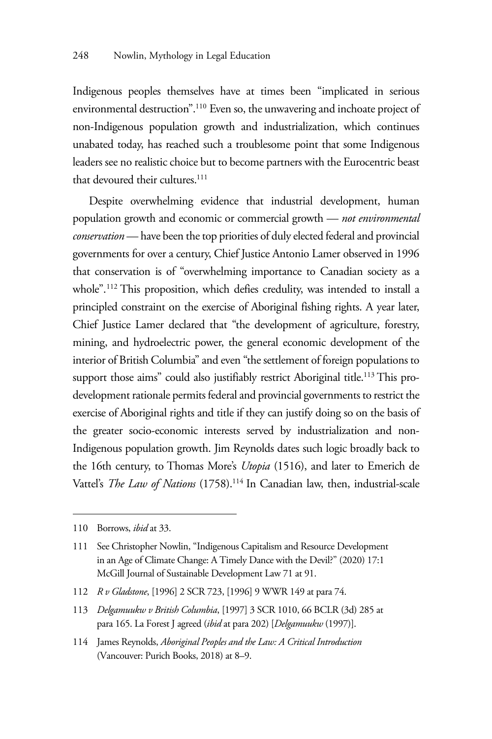Indigenous peoples themselves have at times been "implicated in serious environmental destruction".[110] Even so, the unwavering and inchoate project of non-Indigenous population growth and industrialization, which continues unabated today, has reached such a troublesome point that some Indigenous leaders see no realistic choice but to become partners with the Eurocentric beast that devoured their cultures.[111]

Despite overwhelming evidence that industrial development, human population growth and economic or commercial growth — *not environmental conservation* — have been the top priorities of duly elected federal and provincial governments for over a century, Chief Justice Antonio Lamer observed in 1996 that conservation is of "overwhelming importance to Canadian society as a whole".[112] This proposition, which defies credulity, was intended to install a principled constraint on the exercise of Aboriginal fishing rights. A year later, Chief Justice Lamer declared that "the development of agriculture, forestry, mining, and hydroelectric power, the general economic development of the interior of British Columbia" and even "the settlement of foreign populations to support those aims" could also justifiably restrict Aboriginal title.[113] This pro-development rationale permits federal and provincial governments to restrict the exercise of Aboriginal rights and title if they can justify doing so on the basis of the greater socio-economic interests served by industrialization and non-Indigenous population growth. Jim Reynolds dates such logic broadly back to the 16th century, to Thomas More's *Utopia* (1516), and later to Emerich de Vattel's *The Law of Nations* (1758).[114] In Canadian law, then, industrial-scale

---

110 Borrows, *ibid* at 33.

111 See Christopher Nowlin, "Indigenous Capitalism and Resource Development in an Age of Climate Change: A Timely Dance with the Devil?" (2020) 17:1 McGill Journal of Sustainable Development Law 71 at 91.

112 *R v Gladstone*, [1996] 2 SCR 723, [1996] 9 WWR 149 at para 74.

113 *Delgamuukw v British Columbia*, [1997] 3 SCR 1010, 66 BCLR (3d) 285 at para 165. La Forest J agreed (*ibid* at para 202) [*Delgamuukw* (1997)].

114 James Reynolds, *Aboriginal Peoples and the Law: A Critical Introduction* (Vancouver: Purich Books, 2018) at 8–9.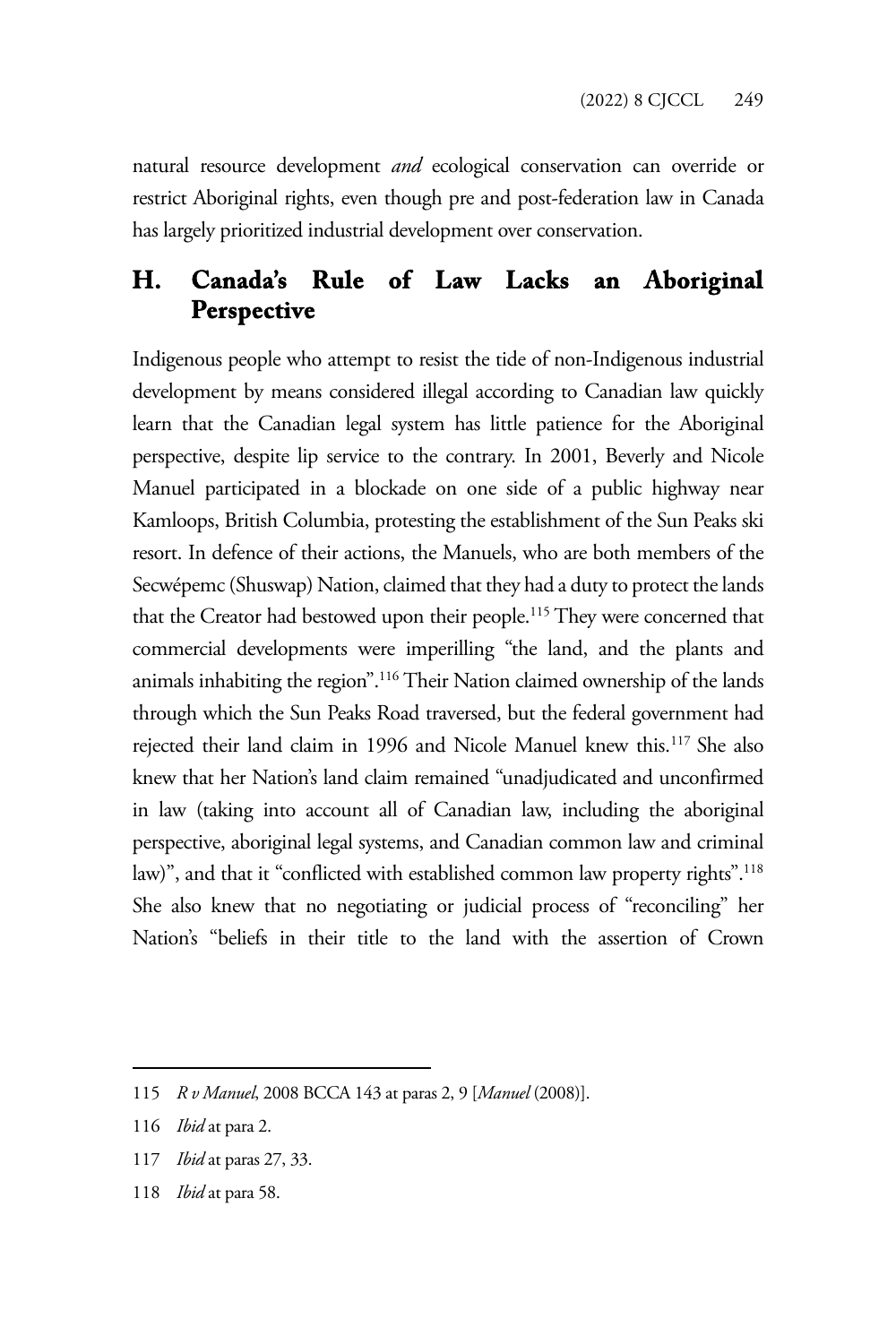natural resource development *and* ecological conservation can override or restrict Aboriginal rights, even though pre and post-federation law in Canada has largely prioritized industrial development over conservation.

## H. Canada's Rule of Law Lacks an Aboriginal Perspective

Indigenous people who attempt to resist the tide of non-Indigenous industrial development by means considered illegal according to Canadian law quickly learn that the Canadian legal system has little patience for the Aboriginal perspective, despite lip service to the contrary. In 2001, Beverly and Nicole Manuel participated in a blockade on one side of a public highway near Kamloops, British Columbia, protesting the establishment of the Sun Peaks ski resort. In defence of their actions, the Manuels, who are both members of the Secwépemc (Shuswap) Nation, claimed that they had a duty to protect the lands that the Creator had bestowed upon their people.[115] They were concerned that commercial developments were imperilling "the land, and the plants and animals inhabiting the region".[116] Their Nation claimed ownership of the lands through which the Sun Peaks Road traversed, but the federal government had rejected their land claim in 1996 and Nicole Manuel knew this.[117] She also knew that her Nation's land claim remained "unadjudicated and unconfirmed in law (taking into account all of Canadian law, including the aboriginal perspective, aboriginal legal systems, and Canadian common law and criminal law)", and that it "conflicted with established common law property rights".[118] She also knew that no negotiating or judicial process of "reconciling" her Nation's "beliefs in their title to the land with the assertion of Crown

---

115 *R v Manuel*, 2008 BCCA 143 at paras 2, 9 [*Manuel* (2008)].

116 *Ibid* at para 2.

117 *Ibid* at paras 27, 33.

118 *Ibid* at para 58.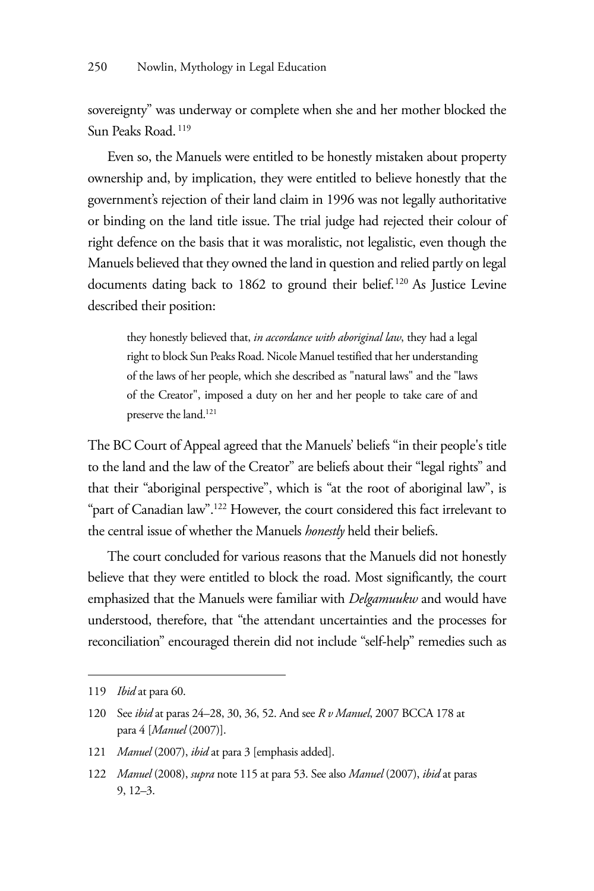sovereignty" was underway or complete when she and her mother blocked the Sun Peaks Road.[119]

Even so, the Manuels were entitled to be honestly mistaken about property ownership and, by implication, they were entitled to believe honestly that the government's rejection of their land claim in 1996 was not legally authoritative or binding on the land title issue. The trial judge had rejected their colour of right defence on the basis that it was moralistic, not legalistic, even though the Manuels believed that they owned the land in question and relied partly on legal documents dating back to 1862 to ground their belief.[120] As Justice Levine described their position:

> they honestly believed that, *in accordance with aboriginal law*, they had a legal right to block Sun Peaks Road. Nicole Manuel testified that her understanding of the laws of her people, which she described as "natural laws" and the "laws of the Creator", imposed a duty on her and her people to take care of and preserve the land.[121]

The BC Court of Appeal agreed that the Manuels' beliefs "in their people's title to the land and the law of the Creator" are beliefs about their "legal rights" and that their "aboriginal perspective", which is "at the root of aboriginal law", is "part of Canadian law".[122] However, the court considered this fact irrelevant to the central issue of whether the Manuels *honestly* held their beliefs.

The court concluded for various reasons that the Manuels did not honestly believe that they were entitled to block the road. Most significantly, the court emphasized that the Manuels were familiar with *Delgamuukw* and would have understood, therefore, that "the attendant uncertainties and the processes for reconciliation" encouraged therein did not include "self-help" remedies such as

---

119 *Ibid* at para 60.

120 See *ibid* at paras 24–28, 30, 36, 52. And see *R v Manuel*, 2007 BCCA 178 at para 4 [*Manuel* (2007)].

121 *Manuel* (2007), *ibid* at para 3 [emphasis added].

122 *Manuel* (2008), *supra* note 115 at para 53. See also *Manuel* (2007), *ibid* at paras 9, 12–3.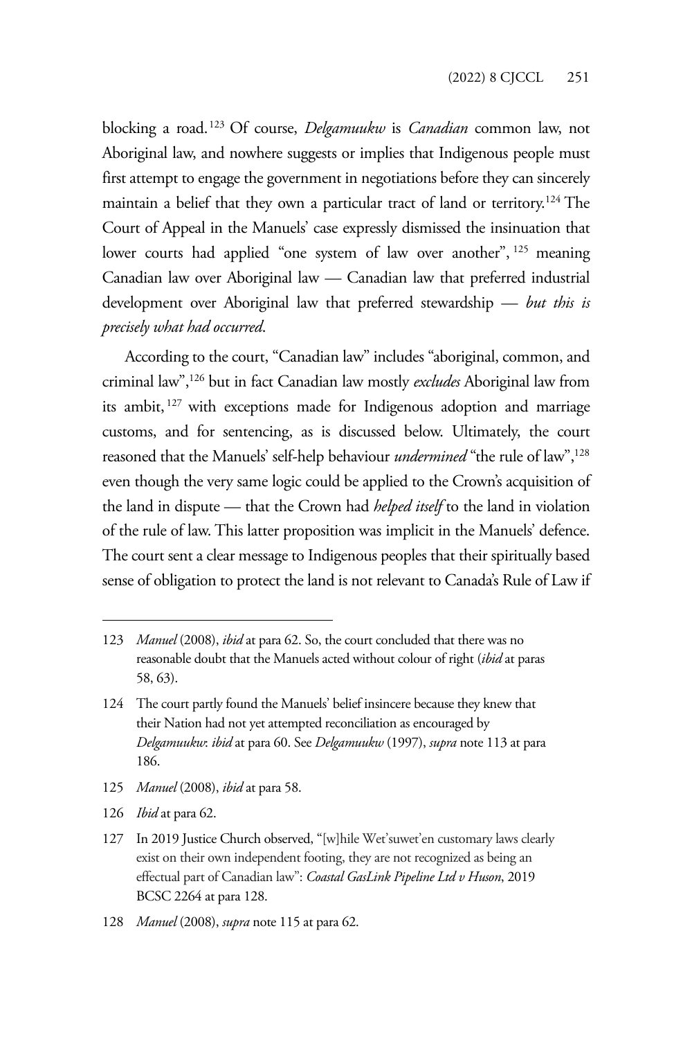blocking a road.[123] Of course, *Delgamuukw* is *Canadian* common law, not Aboriginal law, and nowhere suggests or implies that Indigenous people must first attempt to engage the government in negotiations before they can sincerely maintain a belief that they own a particular tract of land or territory.[124] The Court of Appeal in the Manuels' case expressly dismissed the insinuation that lower courts had applied "one system of law over another",[125] meaning Canadian law over Aboriginal law — Canadian law that preferred industrial development over Aboriginal law that preferred stewardship — *but this is precisely what had occurred*.

According to the court, "Canadian law" includes "aboriginal, common, and criminal law",[126] but in fact Canadian law mostly *excludes* Aboriginal law from its ambit,[127] with exceptions made for Indigenous adoption and marriage customs, and for sentencing, as is discussed below. Ultimately, the court reasoned that the Manuels' self-help behaviour *undermined* "the rule of law",[128] even though the very same logic could be applied to the Crown's acquisition of the land in dispute — that the Crown had *helped itself* to the land in violation of the rule of law. This latter proposition was implicit in the Manuels' defence. The court sent a clear message to Indigenous peoples that their spiritually based sense of obligation to protect the land is not relevant to Canada's Rule of Law if

---

123 *Manuel* (2008), *ibid* at para 62. So, the court concluded that there was no reasonable doubt that the Manuels acted without colour of right (*ibid* at paras 58, 63).

124 The court partly found the Manuels' belief insincere because they knew that their Nation had not yet attempted reconciliation as encouraged by *Delgamuukw*: *ibid* at para 60. See *Delgamuukw* (1997), *supra* note 113 at para 186.

125 *Manuel* (2008), *ibid* at para 58.

126 *Ibid* at para 62.

127 In 2019 Justice Church observed, "[w]hile Wet'suwet'en customary laws clearly exist on their own independent footing, they are not recognized as being an effectual part of Canadian law": *Coastal GasLink Pipeline Ltd v Huson*, 2019 BCSC 2264 at para 128.

128 *Manuel* (2008), *supra* note 115 at para 62.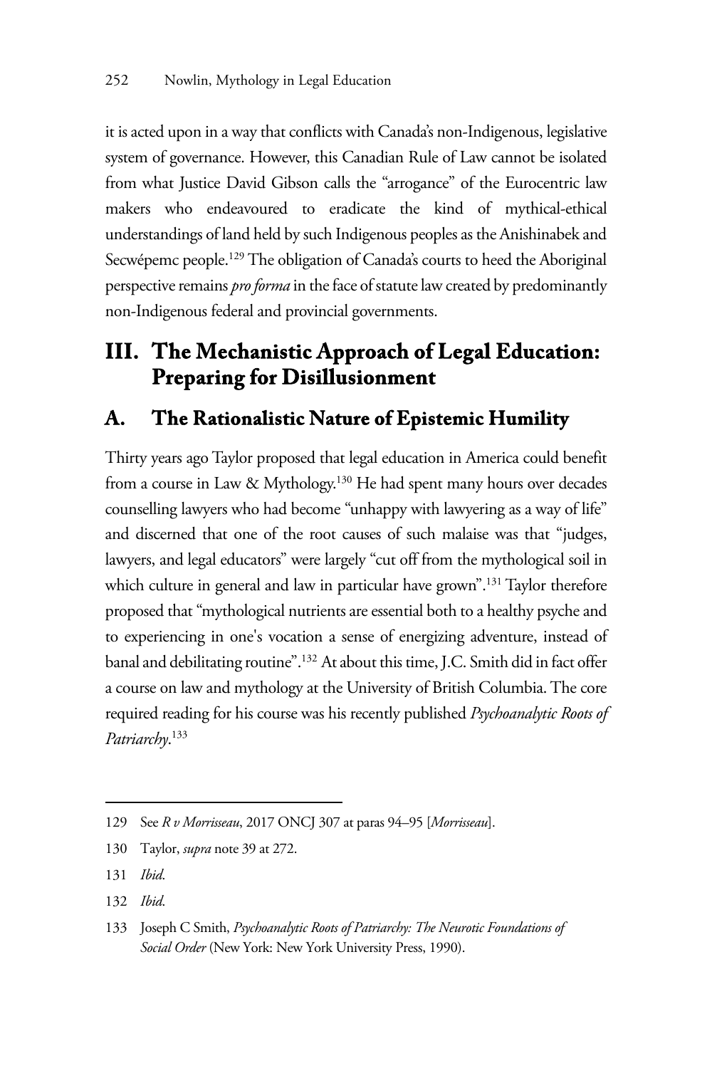it is acted upon in a way that conflicts with Canada's non-Indigenous, legislative system of governance. However, this Canadian Rule of Law cannot be isolated from what Justice David Gibson calls the "arrogance" of the Eurocentric law makers who endeavoured to eradicate the kind of mythical-ethical understandings of land held by such Indigenous peoples as the Anishinabek and Secwépemc people.[129] The obligation of Canada's courts to heed the Aboriginal perspective remains *pro forma* in the face of statute law created by predominantly non-Indigenous federal and provincial governments.

## III. The Mechanistic Approach of Legal Education: Preparing for Disillusionment

### A. The Rationalistic Nature of Epistemic Humility

Thirty years ago Taylor proposed that legal education in America could benefit from a course in Law & Mythology.[130] He had spent many hours over decades counselling lawyers who had become "unhappy with lawyering as a way of life" and discerned that one of the root causes of such malaise was that "judges, lawyers, and legal educators" were largely "cut off from the mythological soil in which culture in general and law in particular have grown".[131] Taylor therefore proposed that "mythological nutrients are essential both to a healthy psyche and to experiencing in one's vocation a sense of energizing adventure, instead of banal and debilitating routine".[132] At about this time, J.C. Smith did in fact offer a course on law and mythology at the University of British Columbia. The core required reading for his course was his recently published *Psychoanalytic Roots of Patriarchy*.[133]

---

129 See *R v Morrisseau*, 2017 ONCJ 307 at paras 94–95 [*Morrisseau*].

130 Taylor, *supra* note 39 at 272.

131 *Ibid*.

132 *Ibid*.

133 Joseph C Smith, *Psychoanalytic Roots of Patriarchy: The Neurotic Foundations of Social Order* (New York: New York University Press, 1990).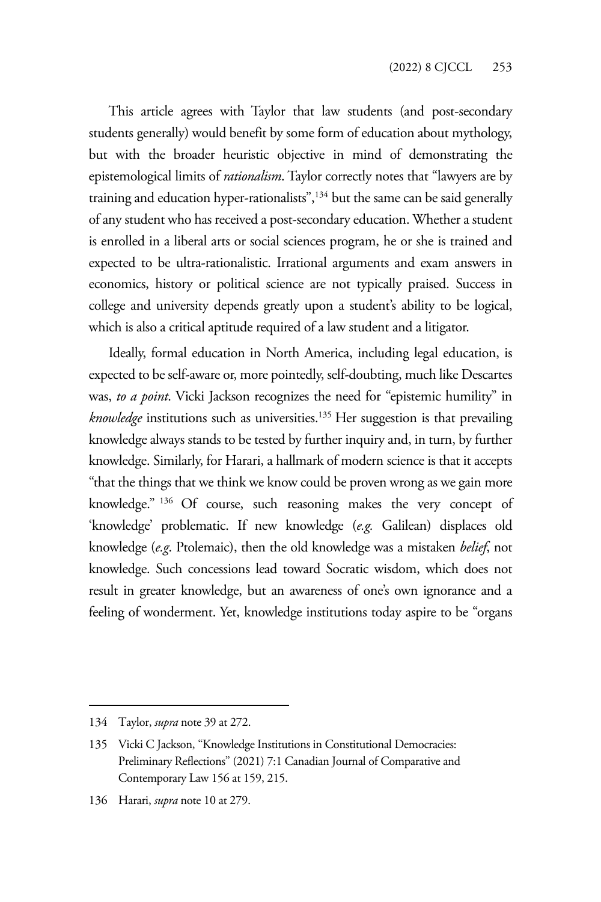This article agrees with Taylor that law students (and post-secondary students generally) would benefit by some form of education about mythology, but with the broader heuristic objective in mind of demonstrating the epistemological limits of *rationalism*. Taylor correctly notes that "lawyers are by training and education hyper-rationalists",[134] but the same can be said generally of any student who has received a post-secondary education. Whether a student is enrolled in a liberal arts or social sciences program, he or she is trained and expected to be ultra-rationalistic. Irrational arguments and exam answers in economics, history or political science are not typically praised. Success in college and university depends greatly upon a student's ability to be logical, which is also a critical aptitude required of a law student and a litigator.

Ideally, formal education in North America, including legal education, is expected to be self-aware or, more pointedly, self-doubting, much like Descartes was, *to a point*. Vicki Jackson recognizes the need for "epistemic humility" in *knowledge* institutions such as universities.[135] Her suggestion is that prevailing knowledge always stands to be tested by further inquiry and, in turn, by further knowledge. Similarly, for Harari, a hallmark of modern science is that it accepts "that the things that we think we know could be proven wrong as we gain more knowledge."[136] Of course, such reasoning makes the very concept of 'knowledge' problematic. If new knowledge (*e.g.* Galilean) displaces old knowledge (*e.g.* Ptolemaic), then the old knowledge was a mistaken *belief*, not knowledge. Such concessions lead toward Socratic wisdom, which does not result in greater knowledge, but an awareness of one's own ignorance and a feeling of wonderment. Yet, knowledge institutions today aspire to be "organs

---

134 Taylor, *supra* note 39 at 272.

135 Vicki C Jackson, "Knowledge Institutions in Constitutional Democracies: Preliminary Reflections" (2021) 7:1 Canadian Journal of Comparative and Contemporary Law 156 at 159, 215.

136 Harari, *supra* note 10 at 279.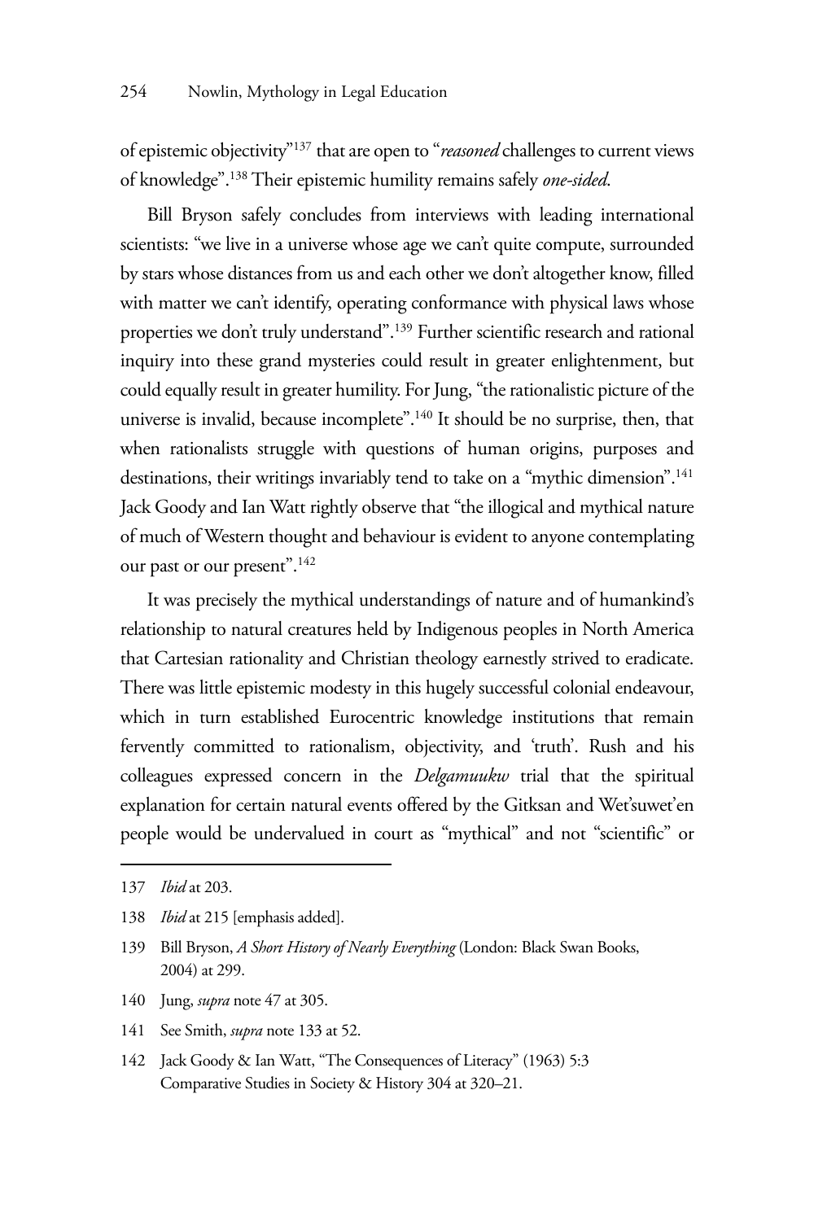of epistemic objectivity"[137] that are open to "*reasoned* challenges to current views of knowledge".[138] Their epistemic humility remains safely *one-sided*.

Bill Bryson safely concludes from interviews with leading international scientists: "we live in a universe whose age we can't quite compute, surrounded by stars whose distances from us and each other we don't altogether know, filled with matter we can't identify, operating conformance with physical laws whose properties we don't truly understand".[139] Further scientific research and rational inquiry into these grand mysteries could result in greater enlightenment, but could equally result in greater humility. For Jung, "the rationalistic picture of the universe is invalid, because incomplete".[140] It should be no surprise, then, that when rationalists struggle with questions of human origins, purposes and destinations, their writings invariably tend to take on a "mythic dimension".[141] Jack Goody and Ian Watt rightly observe that "the illogical and mythical nature of much of Western thought and behaviour is evident to anyone contemplating our past or our present".[142]

It was precisely the mythical understandings of nature and of humankind's relationship to natural creatures held by Indigenous peoples in North America that Cartesian rationality and Christian theology earnestly strived to eradicate. There was little epistemic modesty in this hugely successful colonial endeavour, which in turn established Eurocentric knowledge institutions that remain fervently committed to rationalism, objectivity, and 'truth'. Rush and his colleagues expressed concern in the *Delgamuukw* trial that the spiritual explanation for certain natural events offered by the Gitksan and Wet'suwet'en people would be undervalued in court as "mythical" and not "scientific" or

---

137 *Ibid* at 203.

138 *Ibid* at 215 [emphasis added].

139 Bill Bryson, *A Short History of Nearly Everything* (London: Black Swan Books, 2004) at 299.

140 Jung, *supra* note 47 at 305.

141 See Smith, *supra* note 133 at 52.

142 Jack Goody & Ian Watt, "The Consequences of Literacy" (1963) 5:3 Comparative Studies in Society & History 304 at 320–21.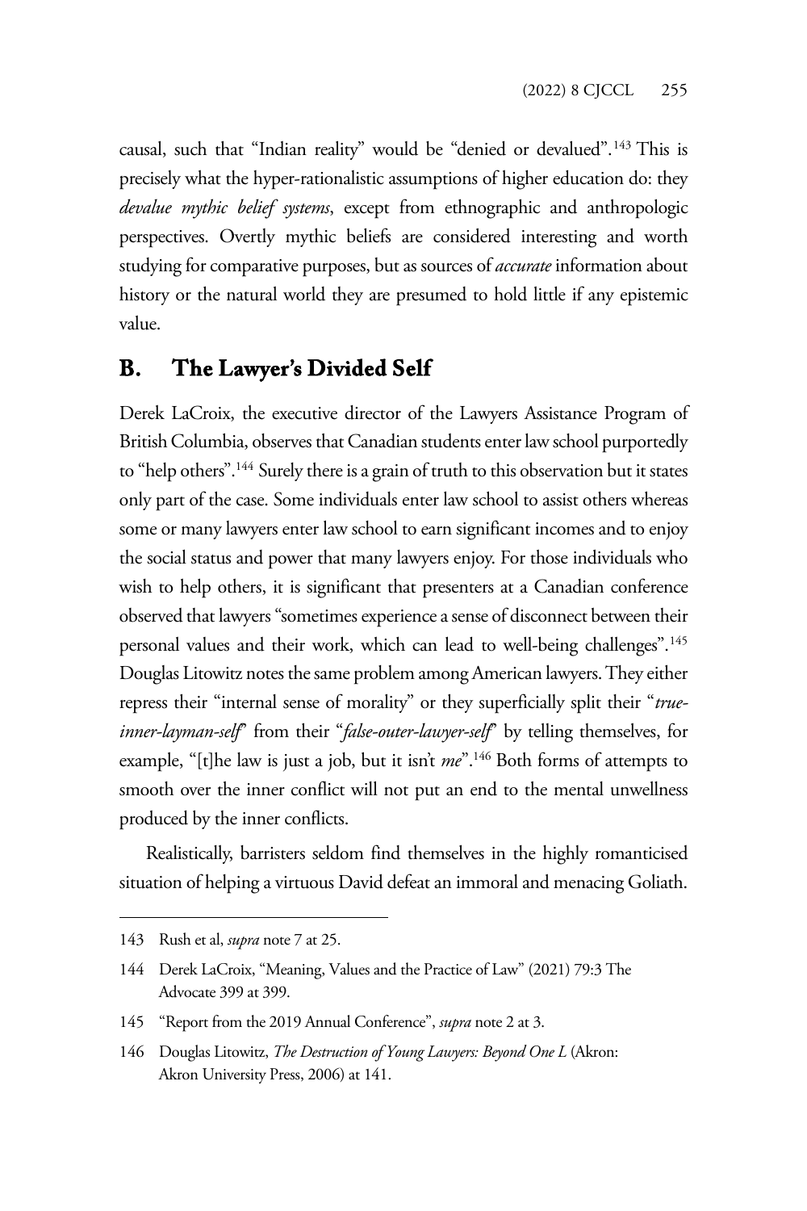causal, such that "Indian reality" would be "denied or devalued".[143] This is precisely what the hyper-rationalistic assumptions of higher education do: they *devalue mythic belief systems*, except from ethnographic and anthropologic perspectives. Overtly mythic beliefs are considered interesting and worth studying for comparative purposes, but as sources of *accurate* information about history or the natural world they are presumed to hold little if any epistemic value.

## B. The Lawyer's Divided Self

Derek LaCroix, the executive director of the Lawyers Assistance Program of British Columbia, observes that Canadian students enter law school purportedly to "help others".[144] Surely there is a grain of truth to this observation but it states only part of the case. Some individuals enter law school to assist others whereas some or many lawyers enter law school to earn significant incomes and to enjoy the social status and power that many lawyers enjoy. For those individuals who wish to help others, it is significant that presenters at a Canadian conference observed that lawyers "sometimes experience a sense of disconnect between their personal values and their work, which can lead to well-being challenges".[145] Douglas Litowitz notes the same problem among American lawyers. They either repress their "internal sense of morality" or they superficially split their "*true-inner-layman-self*" from their "*false-outer-lawyer-self*" by telling themselves, for example, "[t]he law is just a job, but it isn't *me*".[146] Both forms of attempts to smooth over the inner conflict will not put an end to the mental unwellness produced by the inner conflicts.

Realistically, barristers seldom find themselves in the highly romanticised situation of helping a virtuous David defeat an immoral and menacing Goliath.

---

143 Rush et al, *supra* note 7 at 25.

144 Derek LaCroix, "Meaning, Values and the Practice of Law" (2021) 79:3 The Advocate 399 at 399.

145 "Report from the 2019 Annual Conference", *supra* note 2 at 3.

146 Douglas Litowitz, *The Destruction of Young Lawyers: Beyond One L* (Akron: Akron University Press, 2006) at 141.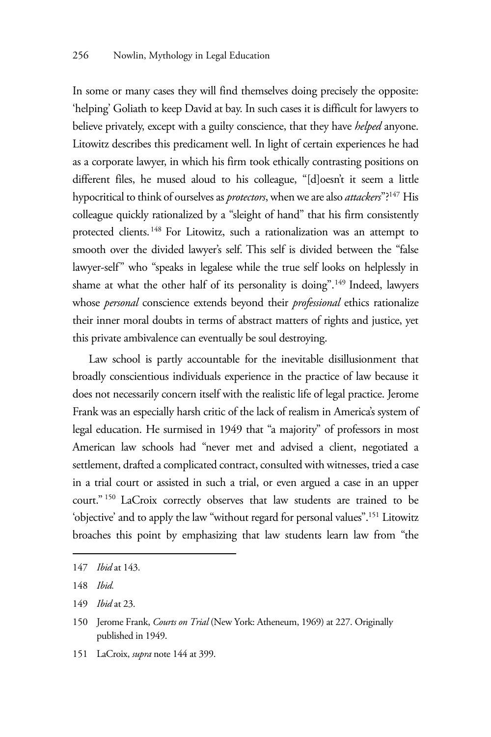In some or many cases they will find themselves doing precisely the opposite: 'helping' Goliath to keep David at bay. In such cases it is difficult for lawyers to believe privately, except with a guilty conscience, that they have *helped* anyone. Litowitz describes this predicament well. In light of certain experiences he had as a corporate lawyer, in which his firm took ethically contrasting positions on different files, he mused aloud to his colleague, "[d]oesn't it seem a little hypocritical to think of ourselves as *protectors*, when we are also *attackers*"?[147] His colleague quickly rationalized by a "sleight of hand" that his firm consistently protected clients.[148] For Litowitz, such a rationalization was an attempt to smooth over the divided lawyer's self. This self is divided between the "false lawyer-self" who "speaks in legalese while the true self looks on helplessly in shame at what the other half of its personality is doing".[149] Indeed, lawyers whose *personal* conscience extends beyond their *professional* ethics rationalize their inner moral doubts in terms of abstract matters of rights and justice, yet this private ambivalence can eventually be soul destroying.

Law school is partly accountable for the inevitable disillusionment that broadly conscientious individuals experience in the practice of law because it does not necessarily concern itself with the realistic life of legal practice. Jerome Frank was an especially harsh critic of the lack of realism in America's system of legal education. He surmised in 1949 that "a majority" of professors in most American law schools had "never met and advised a client, negotiated a settlement, drafted a complicated contract, consulted with witnesses, tried a case in a trial court or assisted in such a trial, or even argued a case in an upper court."[150] LaCroix correctly observes that law students are trained to be 'objective' and to apply the law "without regard for personal values".[151] Litowitz broaches this point by emphasizing that law students learn law from "the

---

147 *Ibid* at 143.

148 *Ibid.*

149 *Ibid* at 23.

150 Jerome Frank, *Courts on Trial* (New York: Atheneum, 1969) at 227. Originally published in 1949.

151 LaCroix, *supra* note 144 at 399.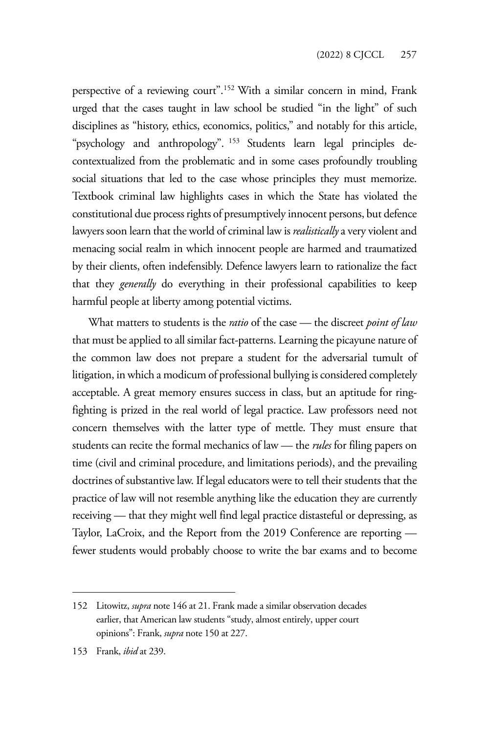perspective of a reviewing court".[152] With a similar concern in mind, Frank urged that the cases taught in law school be studied "in the light" of such disciplines as "history, ethics, economics, politics," and notably for this article, "psychology and anthropology". [153] Students learn legal principles de-contextualized from the problematic and in some cases profoundly troubling social situations that led to the case whose principles they must memorize. Textbook criminal law highlights cases in which the State has violated the constitutional due process rights of presumptively innocent persons, but defence lawyers soon learn that the world of criminal law is *realistically* a very violent and menacing social realm in which innocent people are harmed and traumatized by their clients, often indefensibly. Defence lawyers learn to rationalize the fact that they *generally* do everything in their professional capabilities to keep harmful people at liberty among potential victims.

What matters to students is the *ratio* of the case — the discreet *point of law* that must be applied to all similar fact-patterns. Learning the picayune nature of the common law does not prepare a student for the adversarial tumult of litigation, in which a modicum of professional bullying is considered completely acceptable. A great memory ensures success in class, but an aptitude for ring-fighting is prized in the real world of legal practice. Law professors need not concern themselves with the latter type of mettle. They must ensure that students can recite the formal mechanics of law — the *rules* for filing papers on time (civil and criminal procedure, and limitations periods), and the prevailing doctrines of substantive law. If legal educators were to tell their students that the practice of law will not resemble anything like the education they are currently receiving — that they might well find legal practice distasteful or depressing, as Taylor, LaCroix, and the Report from the 2019 Conference are reporting — fewer students would probably choose to write the bar exams and to become

---

152 Litowitz, *supra* note 146 at 21. Frank made a similar observation decades earlier, that American law students "study, almost entirely, upper court opinions": Frank, *supra* note 150 at 227.

153 Frank, *ibid* at 239.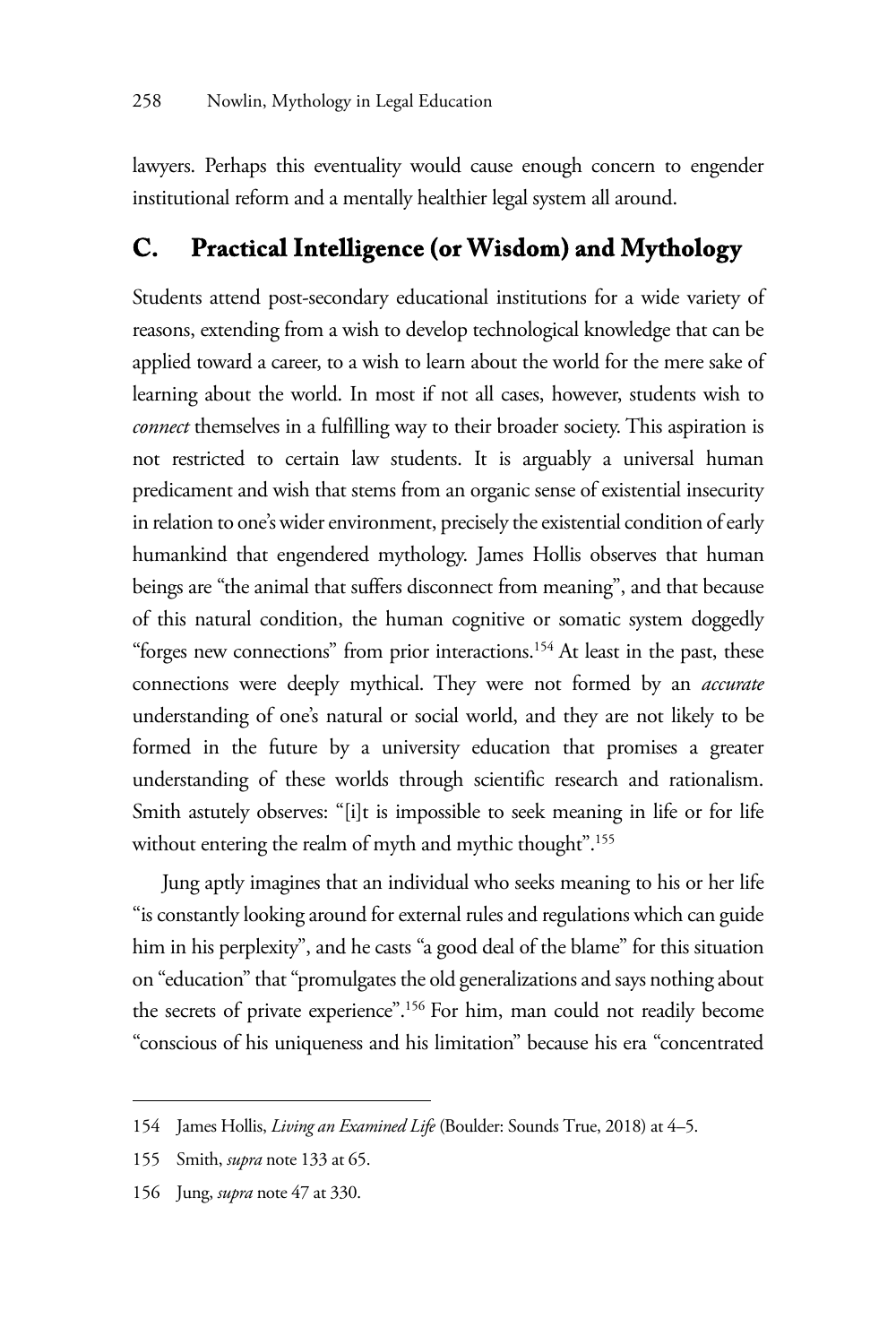lawyers. Perhaps this eventuality would cause enough concern to engender institutional reform and a mentally healthier legal system all around.

## C. Practical Intelligence (or Wisdom) and Mythology

Students attend post-secondary educational institutions for a wide variety of reasons, extending from a wish to develop technological knowledge that can be applied toward a career, to a wish to learn about the world for the mere sake of learning about the world. In most if not all cases, however, students wish to *connect* themselves in a fulfilling way to their broader society. This aspiration is not restricted to certain law students. It is arguably a universal human predicament and wish that stems from an organic sense of existential insecurity in relation to one's wider environment, precisely the existential condition of early humankind that engendered mythology. James Hollis observes that human beings are "the animal that suffers disconnect from meaning", and that because of this natural condition, the human cognitive or somatic system doggedly "forges new connections" from prior interactions.[154] At least in the past, these connections were deeply mythical. They were not formed by an *accurate* understanding of one's natural or social world, and they are not likely to be formed in the future by a university education that promises a greater understanding of these worlds through scientific research and rationalism. Smith astutely observes: "[i]t is impossible to seek meaning in life or for life without entering the realm of myth and mythic thought".[155]

Jung aptly imagines that an individual who seeks meaning to his or her life "is constantly looking around for external rules and regulations which can guide him in his perplexity", and he casts "a good deal of the blame" for this situation on "education" that "promulgates the old generalizations and says nothing about the secrets of private experience".[156] For him, man could not readily become "conscious of his uniqueness and his limitation" because his era "concentrated

---

154 James Hollis, *Living an Examined Life* (Boulder: Sounds True, 2018) at 4–5.

155 Smith, *supra* note 133 at 65.

156 Jung, *supra* note 47 at 330.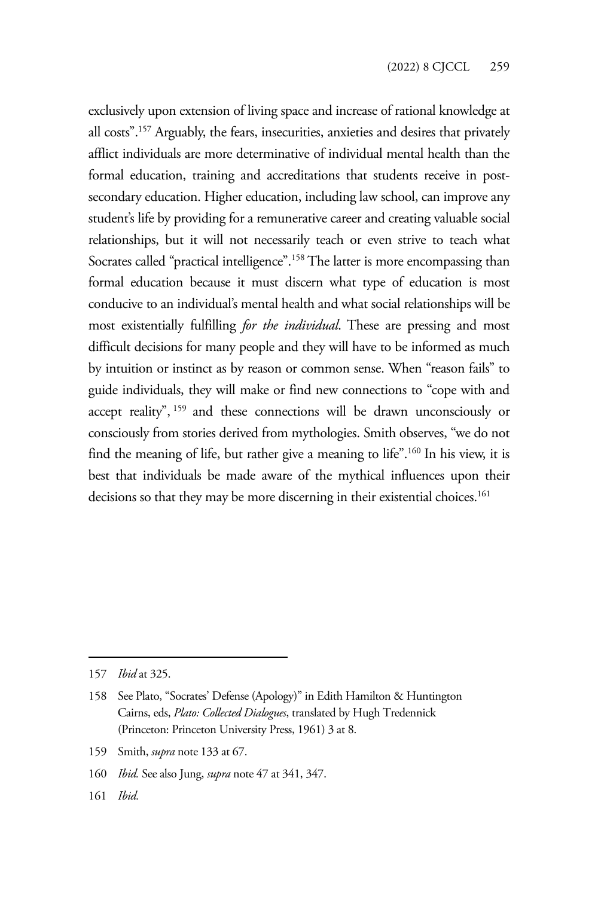exclusively upon extension of living space and increase of rational knowledge at all costs".[157] Arguably, the fears, insecurities, anxieties and desires that privately afflict individuals are more determinative of individual mental health than the formal education, training and accreditations that students receive in post-secondary education. Higher education, including law school, can improve any student's life by providing for a remunerative career and creating valuable social relationships, but it will not necessarily teach or even strive to teach what Socrates called "practical intelligence".[158] The latter is more encompassing than formal education because it must discern what type of education is most conducive to an individual's mental health and what social relationships will be most existentially fulfilling *for the individual*. These are pressing and most difficult decisions for many people and they will have to be informed as much by intuition or instinct as by reason or common sense. When "reason fails" to guide individuals, they will make or find new connections to "cope with and accept reality",[159] and these connections will be drawn unconsciously or consciously from stories derived from mythologies. Smith observes, "we do not find the meaning of life, but rather give a meaning to life".[160] In his view, it is best that individuals be made aware of the mythical influences upon their decisions so that they may be more discerning in their existential choices.[161]

---

157 *Ibid* at 325.

158 See Plato, "Socrates' Defense (Apology)" in Edith Hamilton & Huntington Cairns, eds, *Plato: Collected Dialogues*, translated by Hugh Tredennick (Princeton: Princeton University Press, 1961) 3 at 8.

159 Smith, *supra* note 133 at 67.

160 *Ibid.* See also Jung, *supra* note 47 at 341, 347.

161 *Ibid.*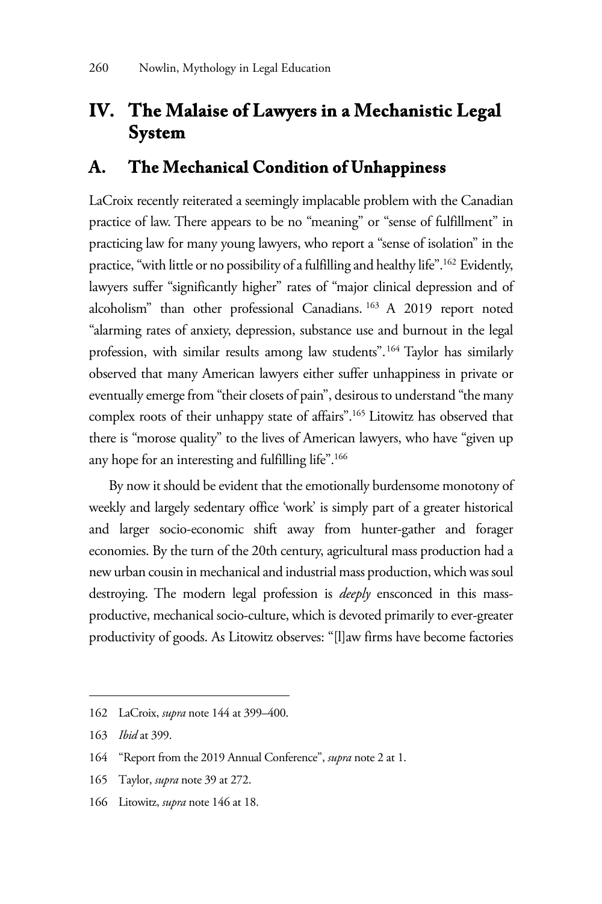# IV. The Malaise of Lawyers in a Mechanistic Legal System

## A. The Mechanical Condition of Unhappiness

LaCroix recently reiterated a seemingly implacable problem with the Canadian practice of law. There appears to be no "meaning" or "sense of fulfillment" in practicing law for many young lawyers, who report a "sense of isolation" in the practice, "with little or no possibility of a fulfilling and healthy life".[162] Evidently, lawyers suffer "significantly higher" rates of "major clinical depression and of alcoholism" than other professional Canadians.[163] A 2019 report noted "alarming rates of anxiety, depression, substance use and burnout in the legal profession, with similar results among law students".[164] Taylor has similarly observed that many American lawyers either suffer unhappiness in private or eventually emerge from "their closets of pain", desirous to understand "the many complex roots of their unhappy state of affairs".[165] Litowitz has observed that there is "morose quality" to the lives of American lawyers, who have "given up any hope for an interesting and fulfilling life".[166]

By now it should be evident that the emotionally burdensome monotony of weekly and largely sedentary office 'work' is simply part of a greater historical and larger socio-economic shift away from hunter-gather and forager economies. By the turn of the 20th century, agricultural mass production had a new urban cousin in mechanical and industrial mass production, which was soul destroying. The modern legal profession is *deeply* ensconced in this mass-productive, mechanical socio-culture, which is devoted primarily to ever-greater productivity of goods. As Litowitz observes: "[l]aw firms have become factories

---

162 LaCroix, *supra* note 144 at 399–400.

163 *Ibid* at 399.

164 "Report from the 2019 Annual Conference", *supra* note 2 at 1.

165 Taylor, *supra* note 39 at 272.

166 Litowitz, *supra* note 146 at 18.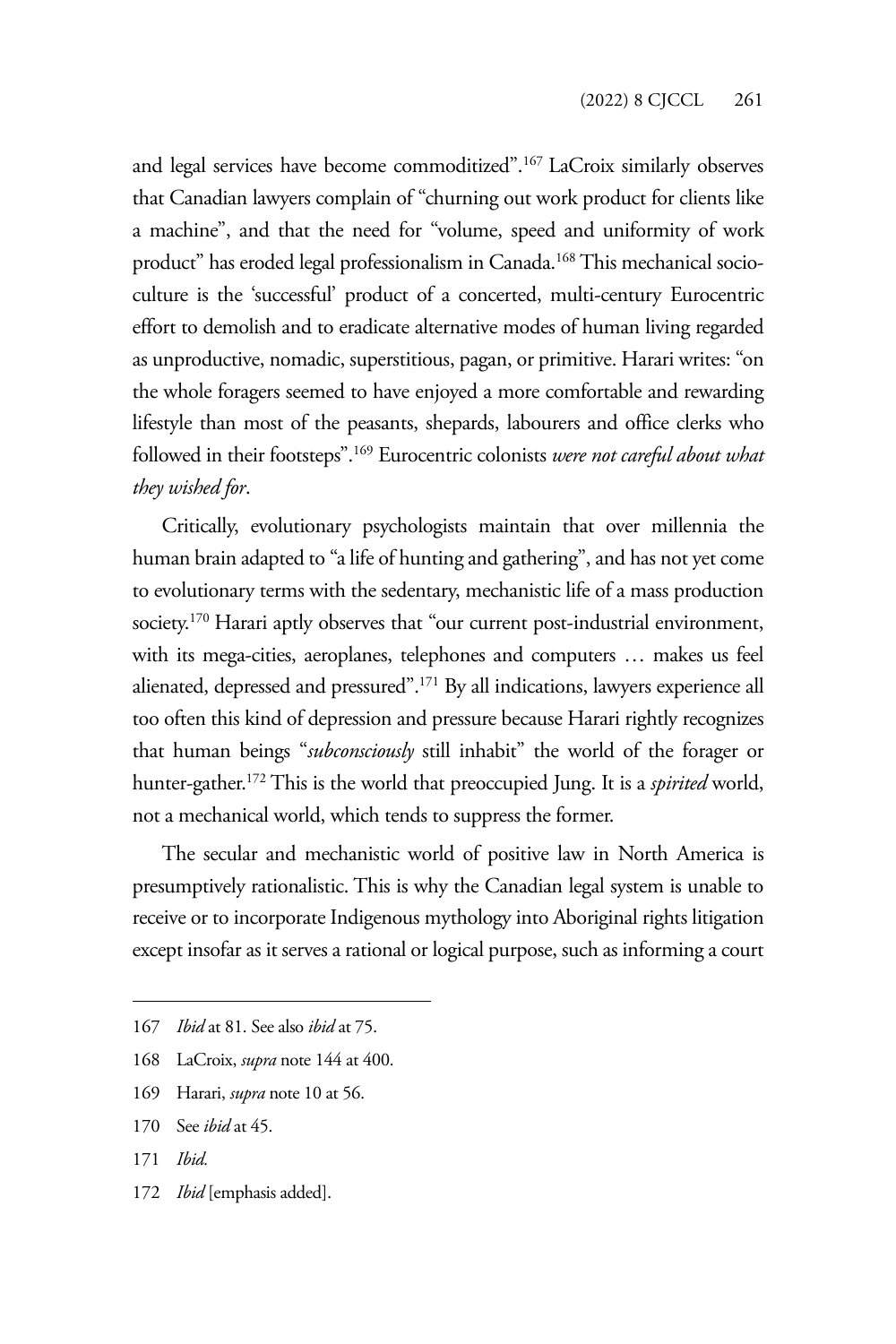and legal services have become commoditized".[167] LaCroix similarly observes that Canadian lawyers complain of "churning out work product for clients like a machine", and that the need for "volume, speed and uniformity of work product" has eroded legal professionalism in Canada.[168] This mechanical socio-culture is the 'successful' product of a concerted, multi-century Eurocentric effort to demolish and to eradicate alternative modes of human living regarded as unproductive, nomadic, superstitious, pagan, or primitive. Harari writes: "on the whole foragers seemed to have enjoyed a more comfortable and rewarding lifestyle than most of the peasants, shepards, labourers and office clerks who followed in their footsteps".[169] Eurocentric colonists *were not careful about what they wished for*.

Critically, evolutionary psychologists maintain that over millennia the human brain adapted to "a life of hunting and gathering", and has not yet come to evolutionary terms with the sedentary, mechanistic life of a mass production society.[170] Harari aptly observes that "our current post-industrial environment, with its mega-cities, aeroplanes, telephones and computers … makes us feel alienated, depressed and pressured".[171] By all indications, lawyers experience all too often this kind of depression and pressure because Harari rightly recognizes that human beings "*subconsciously* still inhabit" the world of the forager or hunter-gather.[172] This is the world that preoccupied Jung. It is a *spirited* world, not a mechanical world, which tends to suppress the former.

The secular and mechanistic world of positive law in North America is presumptively rationalistic. This is why the Canadian legal system is unable to receive or to incorporate Indigenous mythology into Aboriginal rights litigation except insofar as it serves a rational or logical purpose, such as informing a court

---

167 *Ibid* at 81. See also *ibid* at 75.

168 LaCroix, *supra* note 144 at 400.

169 Harari, *supra* note 10 at 56.

170 See *ibid* at 45.

171 *Ibid.*

172 *Ibid* [emphasis added].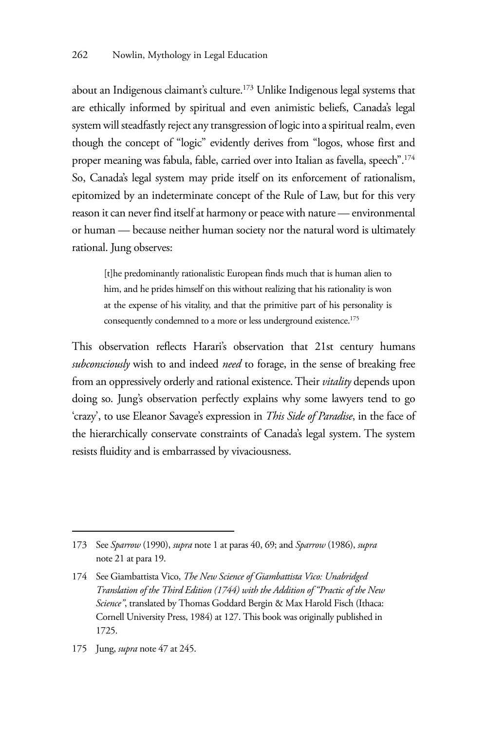about an Indigenous claimant's culture.[173] Unlike Indigenous legal systems that are ethically informed by spiritual and even animistic beliefs, Canada's legal system will steadfastly reject any transgression of logic into a spiritual realm, even though the concept of "logic" evidently derives from "logos, whose first and proper meaning was fabula, fable, carried over into Italian as favella, speech".[174] So, Canada's legal system may pride itself on its enforcement of rationalism, epitomized by an indeterminate concept of the Rule of Law, but for this very reason it can never find itself at harmony or peace with nature — environmental or human — because neither human society nor the natural word is ultimately rational. Jung observes:

> [t]he predominantly rationalistic European finds much that is human alien to him, and he prides himself on this without realizing that his rationality is won at the expense of his vitality, and that the primitive part of his personality is consequently condemned to a more or less underground existence.[175]

This observation reflects Harari's observation that 21st century humans *subconsciously* wish to and indeed *need* to forage, in the sense of breaking free from an oppressively orderly and rational existence. Their *vitality* depends upon doing so. Jung's observation perfectly explains why some lawyers tend to go 'crazy', to use Eleanor Savage's expression in *This Side of Paradise*, in the face of the hierarchically conservate constraints of Canada's legal system. The system resists fluidity and is embarrassed by vivaciousness.

---

173 See *Sparrow* (1990), *supra* note 1 at paras 40, 69; and *Sparrow* (1986), *supra* note 21 at para 19.

174 See Giambattista Vico, *The New Science of Giambattista Vico: Unabridged Translation of the Third Edition (1744) with the Addition of "Practic of the New Science"*, translated by Thomas Goddard Bergin & Max Harold Fisch (Ithaca: Cornell University Press, 1984) at 127. This book was originally published in 1725.

175 Jung, *supra* note 47 at 245.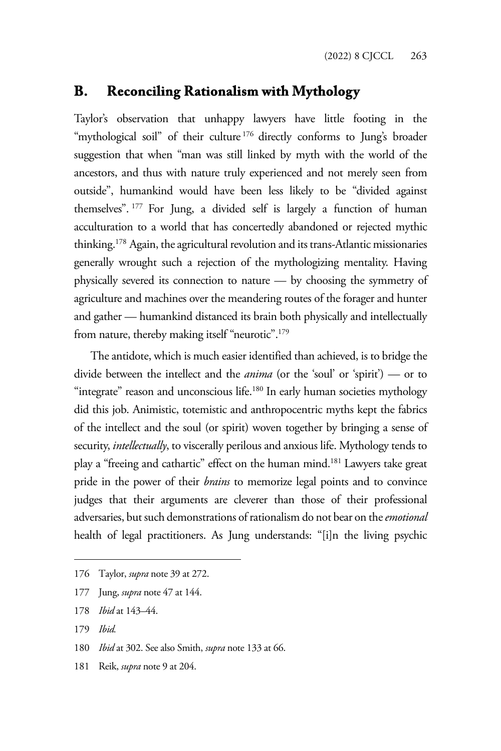## B. Reconciling Rationalism with Mythology

Taylor's observation that unhappy lawyers have little footing in the "mythological soil" of their culture[176] directly conforms to Jung's broader suggestion that when "man was still linked by myth with the world of the ancestors, and thus with nature truly experienced and not merely seen from outside", humankind would have been less likely to be "divided against themselves".[177] For Jung, a divided self is largely a function of human acculturation to a world that has concertedly abandoned or rejected mythic thinking.[178] Again, the agricultural revolution and its trans-Atlantic missionaries generally wrought such a rejection of the mythologizing mentality. Having physically severed its connection to nature — by choosing the symmetry of agriculture and machines over the meandering routes of the forager and hunter and gather — humankind distanced its brain both physically and intellectually from nature, thereby making itself "neurotic".[179]

The antidote, which is much easier identified than achieved, is to bridge the divide between the intellect and the *anima* (or the 'soul' or 'spirit') — or to "integrate" reason and unconscious life.[180] In early human societies mythology did this job. Animistic, totemistic and anthropocentric myths kept the fabrics of the intellect and the soul (or spirit) woven together by bringing a sense of security, *intellectually*, to viscerally perilous and anxious life. Mythology tends to play a "freeing and cathartic" effect on the human mind.[181] Lawyers take great pride in the power of their *brains* to memorize legal points and to convince judges that their arguments are cleverer than those of their professional adversaries, but such demonstrations of rationalism do not bear on the *emotional* health of legal practitioners. As Jung understands: "[i]n the living psychic

---

176 Taylor, *supra* note 39 at 272.

177 Jung, *supra* note 47 at 144.

178 *Ibid* at 143–44.

179 *Ibid.*

180 *Ibid* at 302. See also Smith, *supra* note 133 at 66.

181 Reik, *supra* note 9 at 204.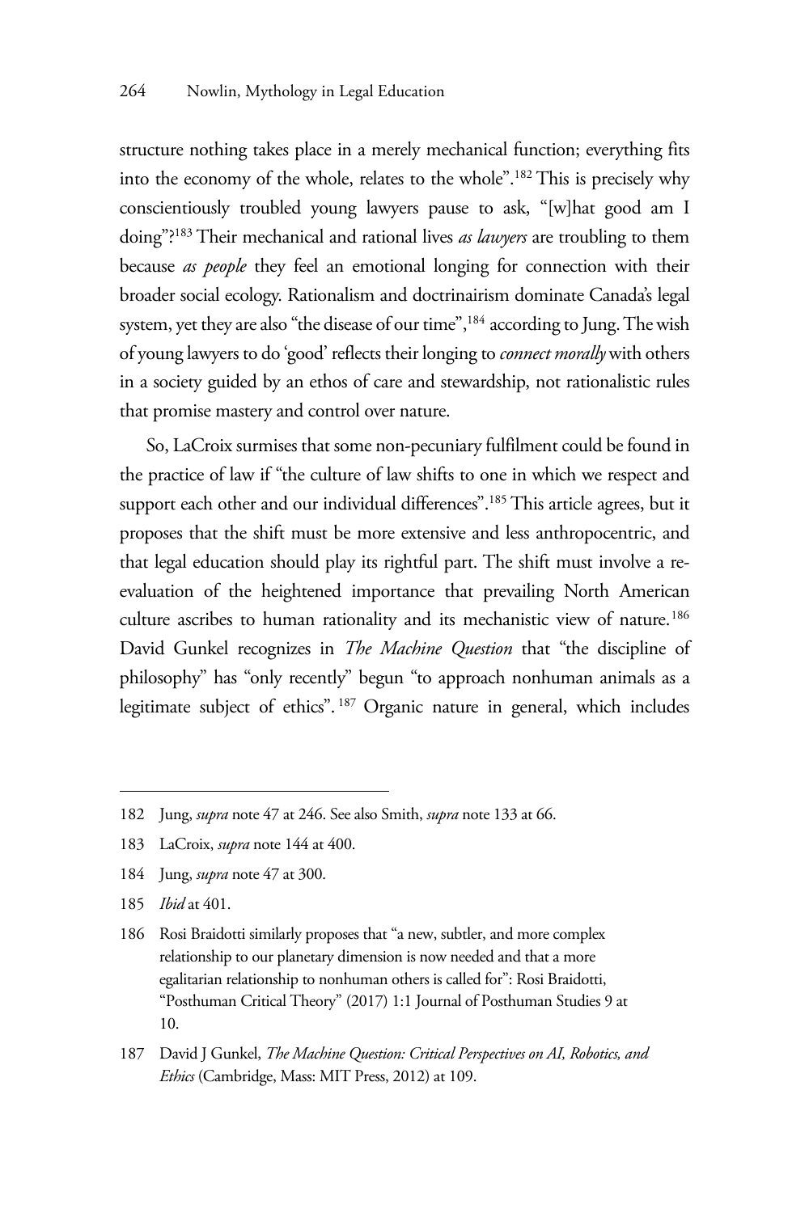structure nothing takes place in a merely mechanical function; everything fits into the economy of the whole, relates to the whole".[182] This is precisely why conscientiously troubled young lawyers pause to ask, "[w]hat good am I doing"?[183] Their mechanical and rational lives *as lawyers* are troubling to them because *as people* they feel an emotional longing for connection with their broader social ecology. Rationalism and doctrinairism dominate Canada's legal system, yet they are also "the disease of our time",[184] according to Jung. The wish of young lawyers to do 'good' reflects their longing to *connect morally* with others in a society guided by an ethos of care and stewardship, not rationalistic rules that promise mastery and control over nature.

So, LaCroix surmises that some non-pecuniary fulfilment could be found in the practice of law if "the culture of law shifts to one in which we respect and support each other and our individual differences".[185] This article agrees, but it proposes that the shift must be more extensive and less anthropocentric, and that legal education should play its rightful part. The shift must involve a re-evaluation of the heightened importance that prevailing North American culture ascribes to human rationality and its mechanistic view of nature.[186] David Gunkel recognizes in *The Machine Question* that "the discipline of philosophy" has "only recently" begun "to approach nonhuman animals as a legitimate subject of ethics".[187] Organic nature in general, which includes

---

182 Jung, *supra* note 47 at 246. See also Smith, *supra* note 133 at 66.

183 LaCroix, *supra* note 144 at 400.

184 Jung, *supra* note 47 at 300.

185 *Ibid* at 401.

186 Rosi Braidotti similarly proposes that "a new, subtler, and more complex relationship to our planetary dimension is now needed and that a more egalitarian relationship to nonhuman others is called for": Rosi Braidotti, "Posthuman Critical Theory" (2017) 1:1 Journal of Posthuman Studies 9 at 10.

187 David J Gunkel, *The Machine Question: Critical Perspectives on AI, Robotics, and Ethics* (Cambridge, Mass: MIT Press, 2012) at 109.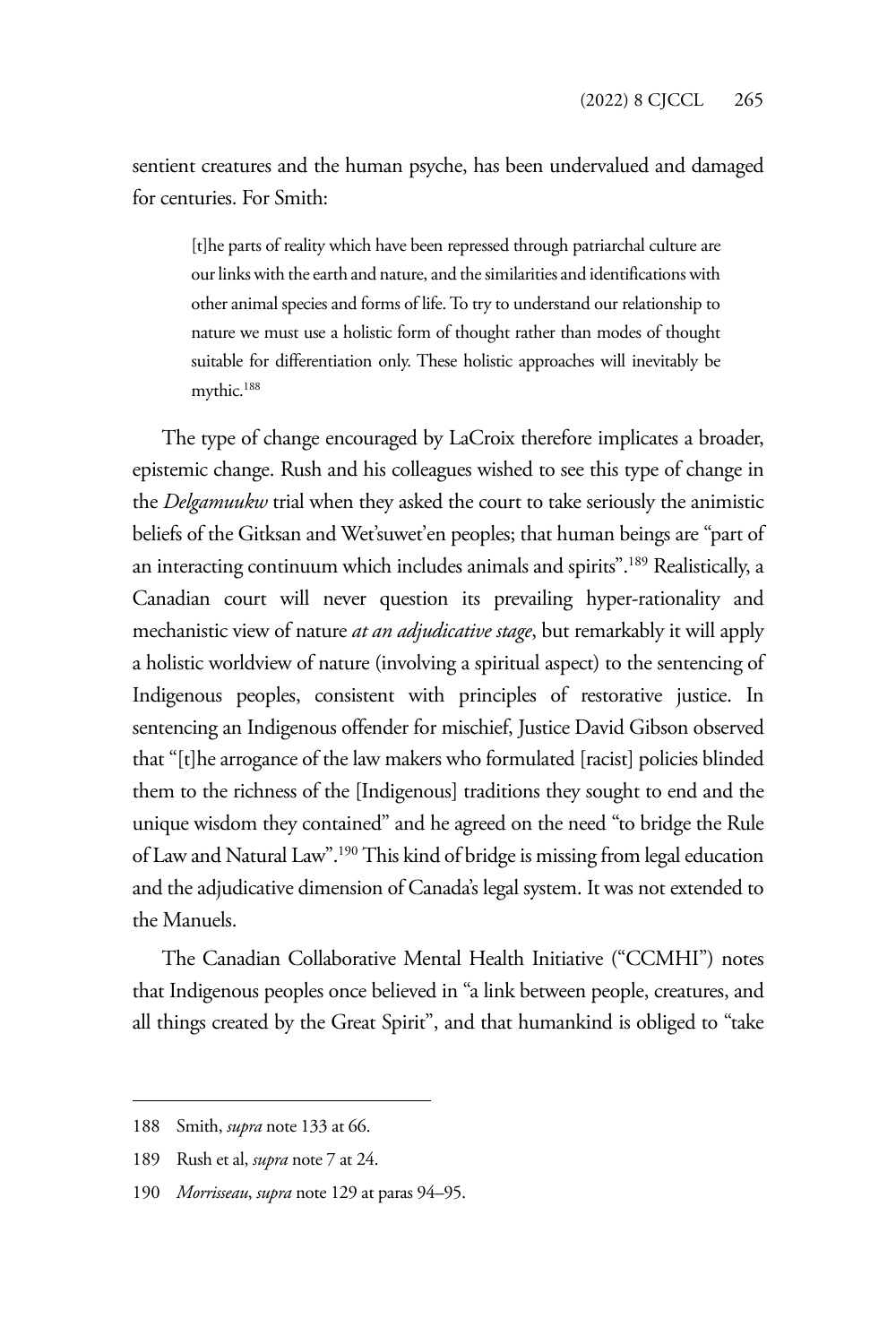sentient creatures and the human psyche, has been undervalued and damaged for centuries. For Smith:

> [t]he parts of reality which have been repressed through patriarchal culture are our links with the earth and nature, and the similarities and identifications with other animal species and forms of life. To try to understand our relationship to nature we must use a holistic form of thought rather than modes of thought suitable for differentiation only. These holistic approaches will inevitably be mythic.[188]

The type of change encouraged by LaCroix therefore implicates a broader, epistemic change. Rush and his colleagues wished to see this type of change in the *Delgamuukw* trial when they asked the court to take seriously the animistic beliefs of the Gitksan and Wet'suwet'en peoples; that human beings are "part of an interacting continuum which includes animals and spirits".[189] Realistically, a Canadian court will never question its prevailing hyper-rationality and mechanistic view of nature *at an adjudicative stage*, but remarkably it will apply a holistic worldview of nature (involving a spiritual aspect) to the sentencing of Indigenous peoples, consistent with principles of restorative justice. In sentencing an Indigenous offender for mischief, Justice David Gibson observed that "[t]he arrogance of the law makers who formulated [racist] policies blinded them to the richness of the [Indigenous] traditions they sought to end and the unique wisdom they contained" and he agreed on the need "to bridge the Rule of Law and Natural Law".[190] This kind of bridge is missing from legal education and the adjudicative dimension of Canada's legal system. It was not extended to the Manuels.

The Canadian Collaborative Mental Health Initiative ("CCMHI") notes that Indigenous peoples once believed in "a link between people, creatures, and all things created by the Great Spirit", and that humankind is obliged to "take

---

188 Smith, *supra* note 133 at 66.

189 Rush et al, *supra* note 7 at 24.

190 *Morrisseau*, *supra* note 129 at paras 94–95.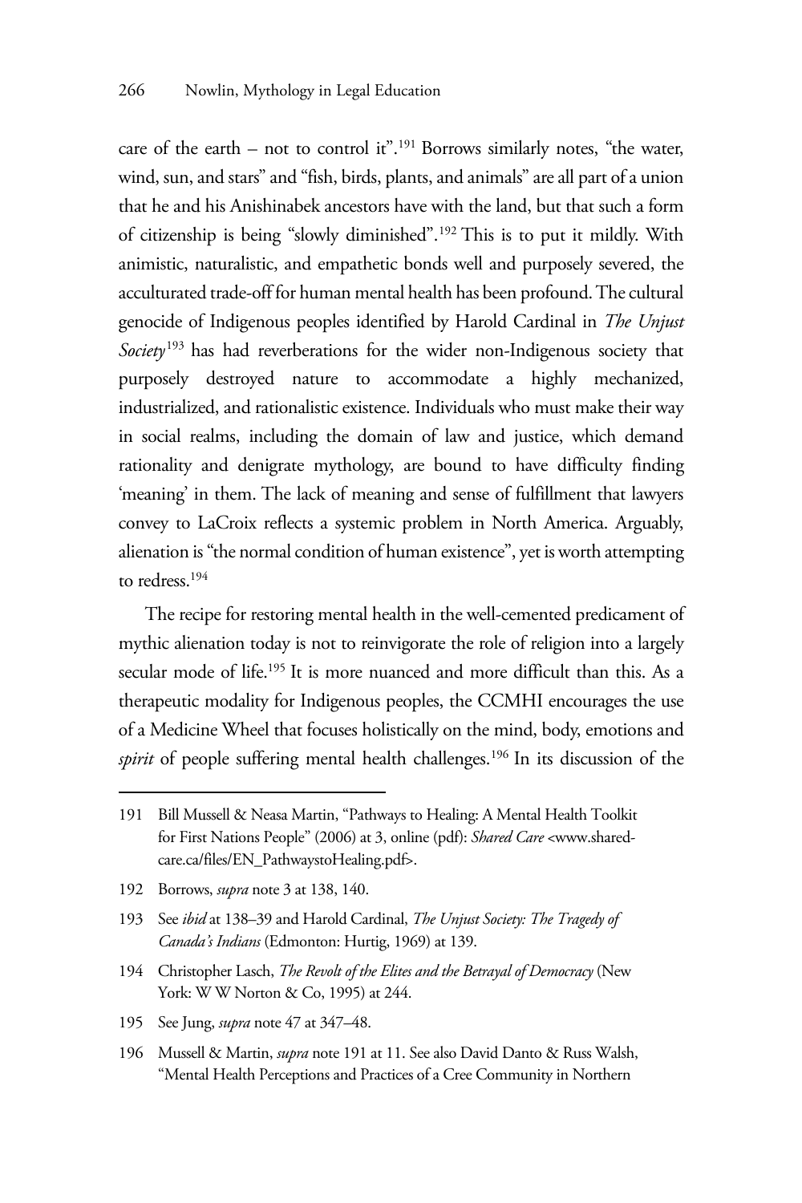care of the earth – not to control it".[191] Borrows similarly notes, "the water, wind, sun, and stars" and "fish, birds, plants, and animals" are all part of a union that he and his Anishinabek ancestors have with the land, but that such a form of citizenship is being "slowly diminished".[192] This is to put it mildly. With animistic, naturalistic, and empathetic bonds well and purposely severed, the acculturated trade-off for human mental health has been profound. The cultural genocide of Indigenous peoples identified by Harold Cardinal in *The Unjust Society*[193] has had reverberations for the wider non-Indigenous society that purposely destroyed nature to accommodate a highly mechanized, industrialized, and rationalistic existence. Individuals who must make their way in social realms, including the domain of law and justice, which demand rationality and denigrate mythology, are bound to have difficulty finding 'meaning' in them. The lack of meaning and sense of fulfillment that lawyers convey to LaCroix reflects a systemic problem in North America. Arguably, alienation is "the normal condition of human existence", yet is worth attempting to redress.[194]

The recipe for restoring mental health in the well-cemented predicament of mythic alienation today is not to reinvigorate the role of religion into a largely secular mode of life.[195] It is more nuanced and more difficult than this. As a therapeutic modality for Indigenous peoples, the CCMHI encourages the use of a Medicine Wheel that focuses holistically on the mind, body, emotions and *spirit* of people suffering mental health challenges.[196] In its discussion of the

---

191 Bill Mussell & Neasa Martin, "Pathways to Healing: A Mental Health Toolkit for First Nations People" (2006) at 3, online (pdf): *Shared Care* <www.shared-care.ca/files/EN_PathwaystoHealing.pdf>.

192 Borrows, *supra* note 3 at 138, 140.

193 See *ibid* at 138–39 and Harold Cardinal, *The Unjust Society: The Tragedy of Canada's Indians* (Edmonton: Hurtig, 1969) at 139.

194 Christopher Lasch, *The Revolt of the Elites and the Betrayal of Democracy* (New York: W W Norton & Co, 1995) at 244.

195 See Jung, *supra* note 47 at 347–48.

196 Mussell & Martin, *supra* note 191 at 11. See also David Danto & Russ Walsh, "Mental Health Perceptions and Practices of a Cree Community in Northern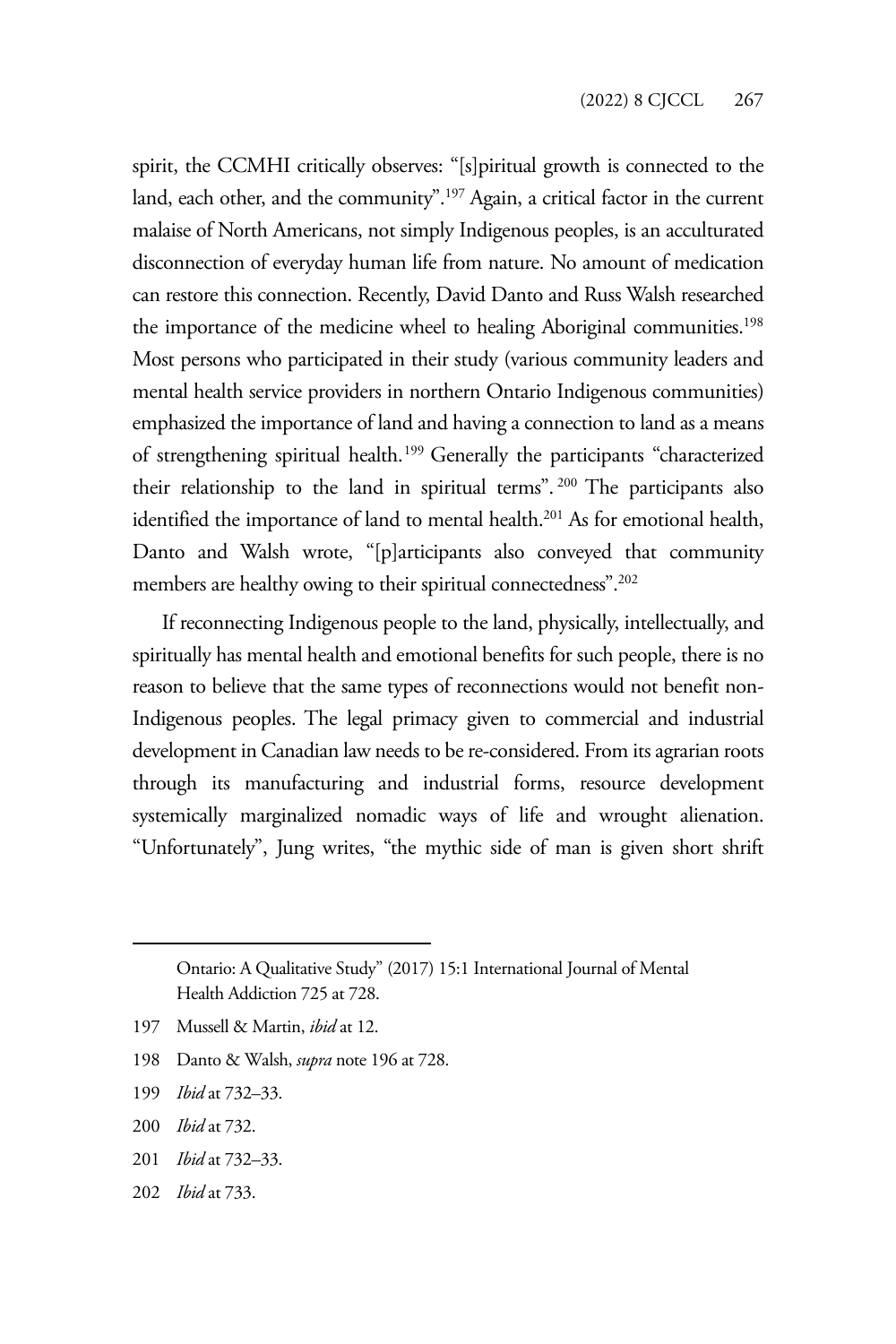spirit, the CCMHI critically observes: "[s]piritual growth is connected to the land, each other, and the community".[197] Again, a critical factor in the current malaise of North Americans, not simply Indigenous peoples, is an acculturated disconnection of everyday human life from nature. No amount of medication can restore this connection. Recently, David Danto and Russ Walsh researched the importance of the medicine wheel to healing Aboriginal communities.[198] Most persons who participated in their study (various community leaders and mental health service providers in northern Ontario Indigenous communities) emphasized the importance of land and having a connection to land as a means of strengthening spiritual health.[199] Generally the participants "characterized their relationship to the land in spiritual terms".[200] The participants also identified the importance of land to mental health.[201] As for emotional health, Danto and Walsh wrote, "[p]articipants also conveyed that community members are healthy owing to their spiritual connectedness".[202]

If reconnecting Indigenous people to the land, physically, intellectually, and spiritually has mental health and emotional benefits for such people, there is no reason to believe that the same types of reconnections would not benefit non-Indigenous peoples. The legal primacy given to commercial and industrial development in Canadian law needs to be re-considered. From its agrarian roots through its manufacturing and industrial forms, resource development systemically marginalized nomadic ways of life and wrought alienation. "Unfortunately", Jung writes, "the mythic side of man is given short shrift

---

Ontario: A Qualitative Study" (2017) 15:1 International Journal of Mental Health Addiction 725 at 728.

197 Mussell & Martin, *ibid* at 12.

198 Danto & Walsh, *supra* note 196 at 728.

199 *Ibid* at 732–33.

200 *Ibid* at 732.

201 *Ibid* at 732–33.

202 *Ibid* at 733.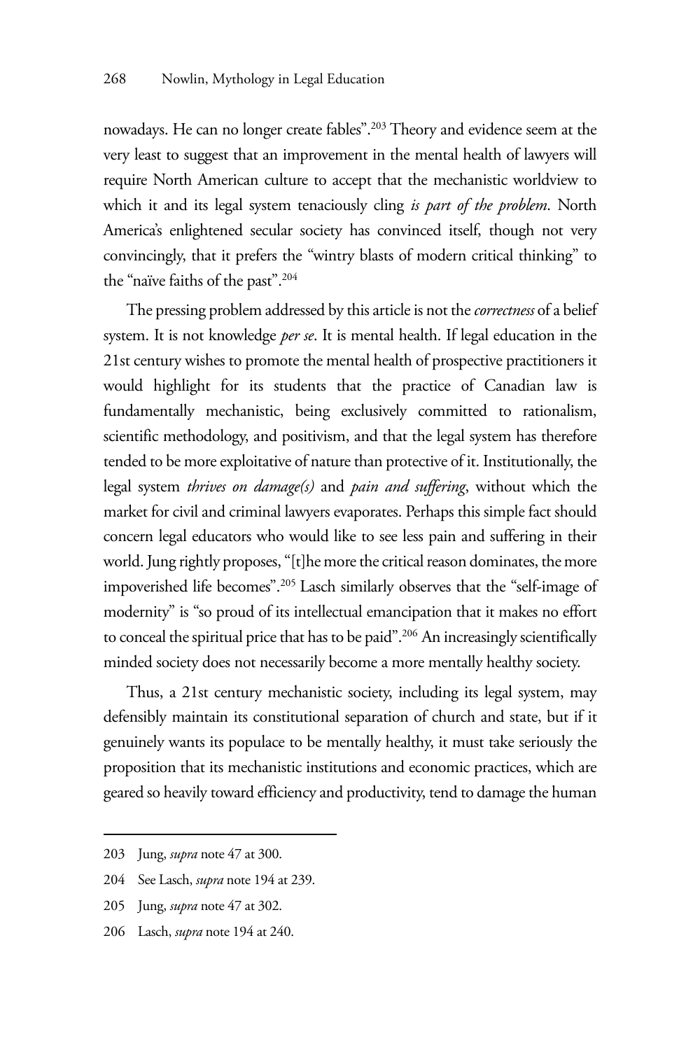nowadays. He can no longer create fables".[203] Theory and evidence seem at the very least to suggest that an improvement in the mental health of lawyers will require North American culture to accept that the mechanistic worldview to which it and its legal system tenaciously cling *is part of the problem*. North America's enlightened secular society has convinced itself, though not very convincingly, that it prefers the "wintry blasts of modern critical thinking" to the "naïve faiths of the past".[204]

The pressing problem addressed by this article is not the *correctness* of a belief system. It is not knowledge *per se*. It is mental health. If legal education in the 21st century wishes to promote the mental health of prospective practitioners it would highlight for its students that the practice of Canadian law is fundamentally mechanistic, being exclusively committed to rationalism, scientific methodology, and positivism, and that the legal system has therefore tended to be more exploitative of nature than protective of it. Institutionally, the legal system *thrives on damage(s)* and *pain and suffering*, without which the market for civil and criminal lawyers evaporates. Perhaps this simple fact should concern legal educators who would like to see less pain and suffering in their world. Jung rightly proposes, "[t]he more the critical reason dominates, the more impoverished life becomes".[205] Lasch similarly observes that the "self-image of modernity" is "so proud of its intellectual emancipation that it makes no effort to conceal the spiritual price that has to be paid".[206] An increasingly scientifically minded society does not necessarily become a more mentally healthy society.

Thus, a 21st century mechanistic society, including its legal system, may defensibly maintain its constitutional separation of church and state, but if it genuinely wants its populace to be mentally healthy, it must take seriously the proposition that its mechanistic institutions and economic practices, which are geared so heavily toward efficiency and productivity, tend to damage the human

---

203 Jung, *supra* note 47 at 300.

204 See Lasch, *supra* note 194 at 239.

205 Jung, *supra* note 47 at 302.

206 Lasch, *supra* note 194 at 240.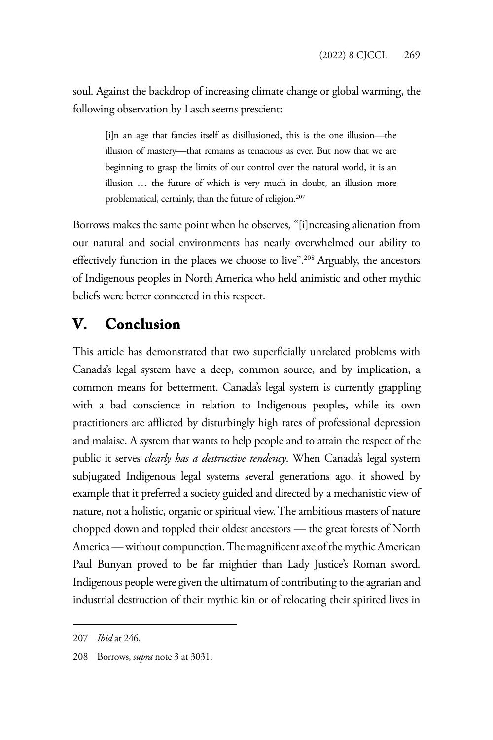soul. Against the backdrop of increasing climate change or global warming, the following observation by Lasch seems prescient:

> [i]n an age that fancies itself as disillusioned, this is the one illusion—the illusion of mastery—that remains as tenacious as ever. But now that we are beginning to grasp the limits of our control over the natural world, it is an illusion … the future of which is very much in doubt, an illusion more problematical, certainly, than the future of religion.[207]

Borrows makes the same point when he observes, "[i]ncreasing alienation from our natural and social environments has nearly overwhelmed our ability to effectively function in the places we choose to live".[208] Arguably, the ancestors of Indigenous peoples in North America who held animistic and other mythic beliefs were better connected in this respect.

## V. Conclusion

This article has demonstrated that two superficially unrelated problems with Canada's legal system have a deep, common source, and by implication, a common means for betterment. Canada's legal system is currently grappling with a bad conscience in relation to Indigenous peoples, while its own practitioners are afflicted by disturbingly high rates of professional depression and malaise. A system that wants to help people and to attain the respect of the public it serves *clearly has a destructive tendency*. When Canada's legal system subjugated Indigenous legal systems several generations ago, it showed by example that it preferred a society guided and directed by a mechanistic view of nature, not a holistic, organic or spiritual view. The ambitious masters of nature chopped down and toppled their oldest ancestors — the great forests of North America — without compunction. The magnificent axe of the mythic American Paul Bunyan proved to be far mightier than Lady Justice's Roman sword. Indigenous people were given the ultimatum of contributing to the agrarian and industrial destruction of their mythic kin or of relocating their spirited lives in

---

207 *Ibid* at 246.

208 Borrows, *supra* note 3 at 3031.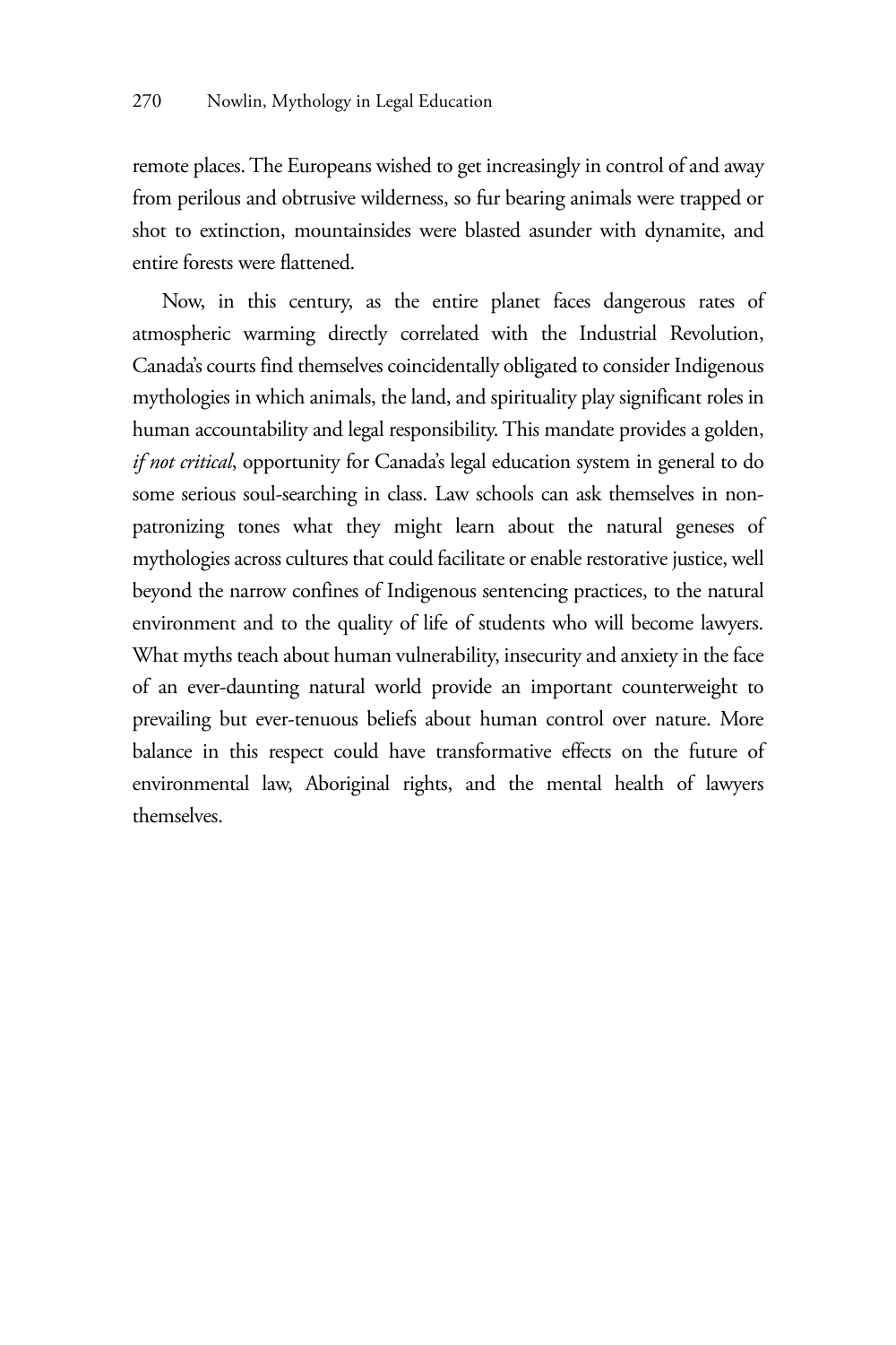remote places. The Europeans wished to get increasingly in control of and away from perilous and obtrusive wilderness, so fur bearing animals were trapped or shot to extinction, mountainsides were blasted asunder with dynamite, and entire forests were flattened.

Now, in this century, as the entire planet faces dangerous rates of atmospheric warming directly correlated with the Industrial Revolution, Canada's courts find themselves coincidentally obligated to consider Indigenous mythologies in which animals, the land, and spirituality play significant roles in human accountability and legal responsibility. This mandate provides a golden, *if not critical*, opportunity for Canada's legal education system in general to do some serious soul-searching in class. Law schools can ask themselves in non-patronizing tones what they might learn about the natural geneses of mythologies across cultures that could facilitate or enable restorative justice, well beyond the narrow confines of Indigenous sentencing practices, to the natural environment and to the quality of life of students who will become lawyers. What myths teach about human vulnerability, insecurity and anxiety in the face of an ever-daunting natural world provide an important counterweight to prevailing but ever-tenuous beliefs about human control over nature. More balance in this respect could have transformative effects on the future of environmental law, Aboriginal rights, and the mental health of lawyers themselves.